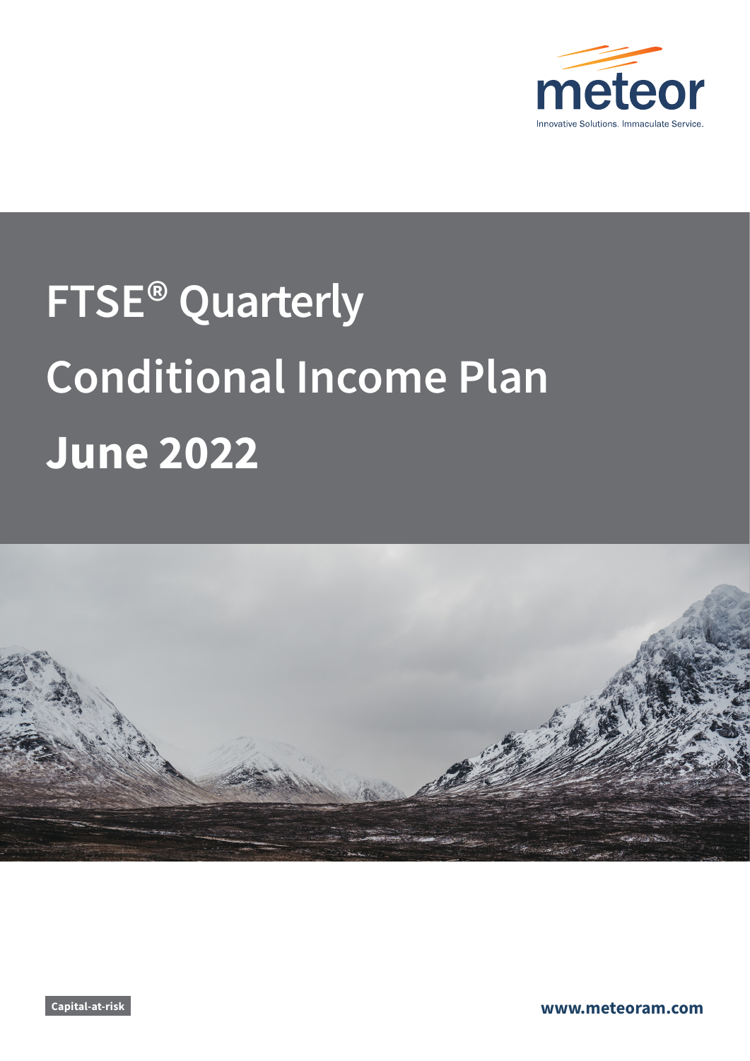meteor

Innovative Solutions. Immaculate Service.

# FTSE® Quarterly Conditional Income Plan June 2022

Capital-at-risk

www.meteoram.com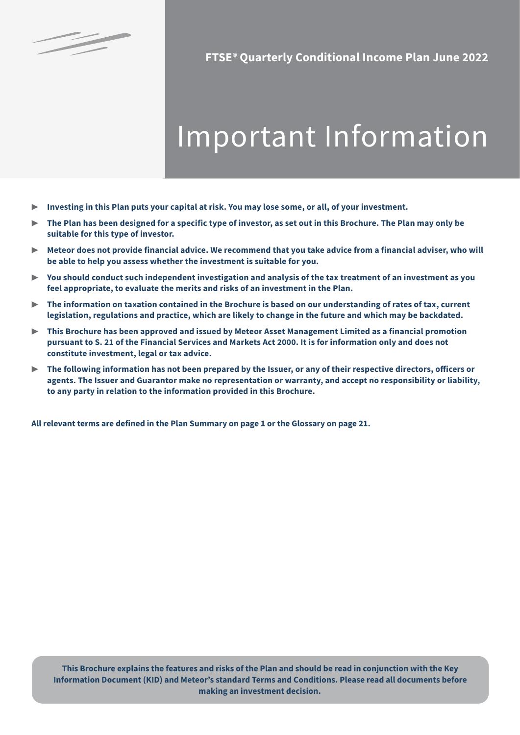FTSE® Quarterly Conditional Income Plan June 2022

# Important Information

- **Investing in this Plan puts your capital at risk. You may lose some, or all, of your investment.**
- **The Plan has been designed for a specific type of investor, as set out in this Brochure. The Plan may only be suitable for this type of investor.**
- **Meteor does not provide financial advice. We recommend that you take advice from a financial adviser, who will be able to help you assess whether the investment is suitable for you.**
- **You should conduct such independent investigation and analysis of the tax treatment of an investment as you feel appropriate, to evaluate the merits and risks of an investment in the Plan.**
- **The information on taxation contained in the Brochure is based on our understanding of rates of tax, current legislation, regulations and practice, which are likely to change in the future and which may be backdated.**
- **This Brochure has been approved and issued by Meteor Asset Management Limited as a financial promotion pursuant to S. 21 of the Financial Services and Markets Act 2000. It is for information only and does not constitute investment, legal or tax advice.**
- **The following information has not been prepared by the Issuer, or any of their respective directors, officers or agents. The Issuer and Guarantor make no representation or warranty, and accept no responsibility or liability, to any party in relation to the information provided in this Brochure.**

**All relevant terms are defined in the Plan Summary on page 1 or the Glossary on page 21.**

**This Brochure explains the features and risks of the Plan and should be read in conjunction with the Key Information Document (KID) and Meteor's standard Terms and Conditions. Please read all documents before making an investment decision.**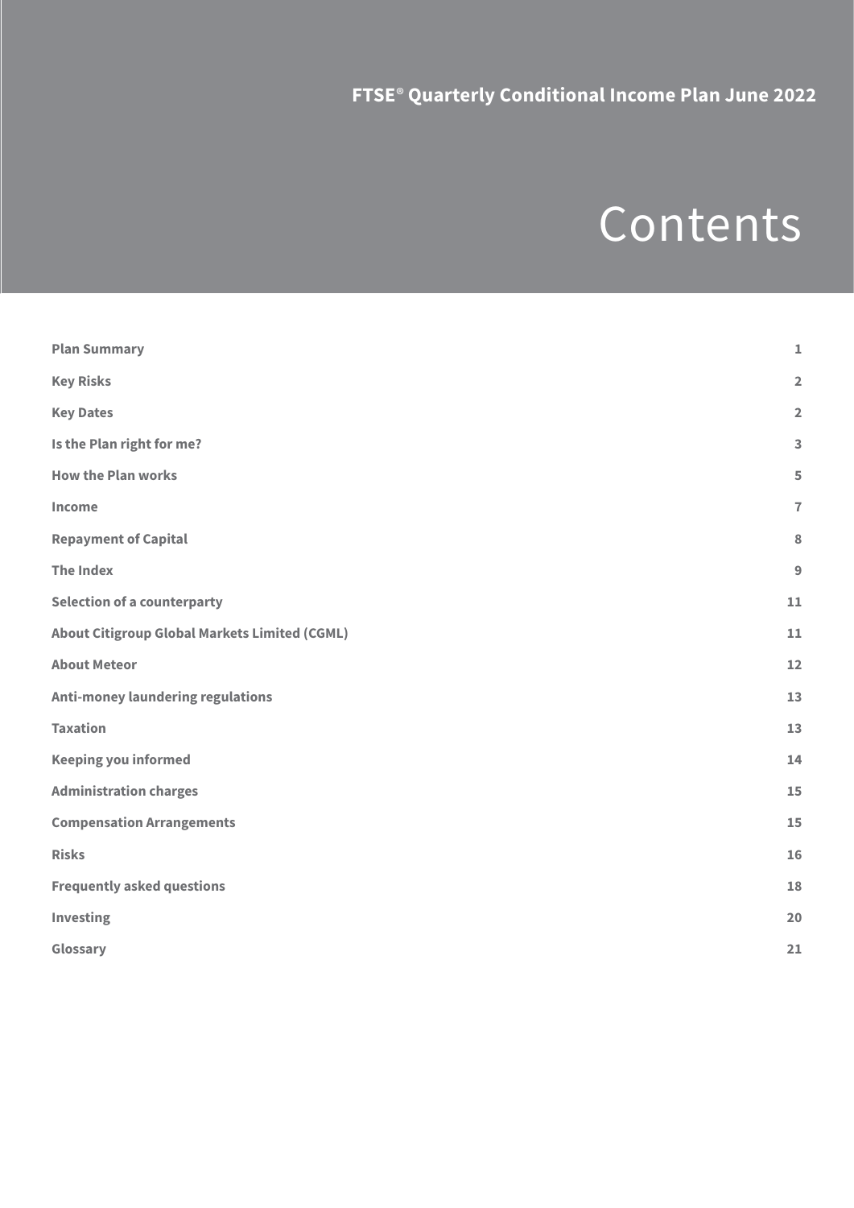FTSE® Quarterly Conditional Income Plan June 2022

# Contents

| | |
|---|---|
| **Plan Summary** | 1 |
| **Key Risks** | 2 |
| **Key Dates** | 2 |
| **Is the Plan right for me?** | 3 |
| **How the Plan works** | 5 |
| **Income** | 7 |
| **Repayment of Capital** | 8 |
| **The Index** | 9 |
| **Selection of a counterparty** | 11 |
| **About Citigroup Global Markets Limited (CGML)** | 11 |
| **About Meteor** | 12 |
| **Anti-money laundering regulations** | 13 |
| **Taxation** | 13 |
| **Keeping you informed** | 14 |
| **Administration charges** | 15 |
| **Compensation Arrangements** | 15 |
| **Risks** | 16 |
| **Frequently asked questions** | 18 |
| **Investing** | 20 |
| **Glossary** | 21 |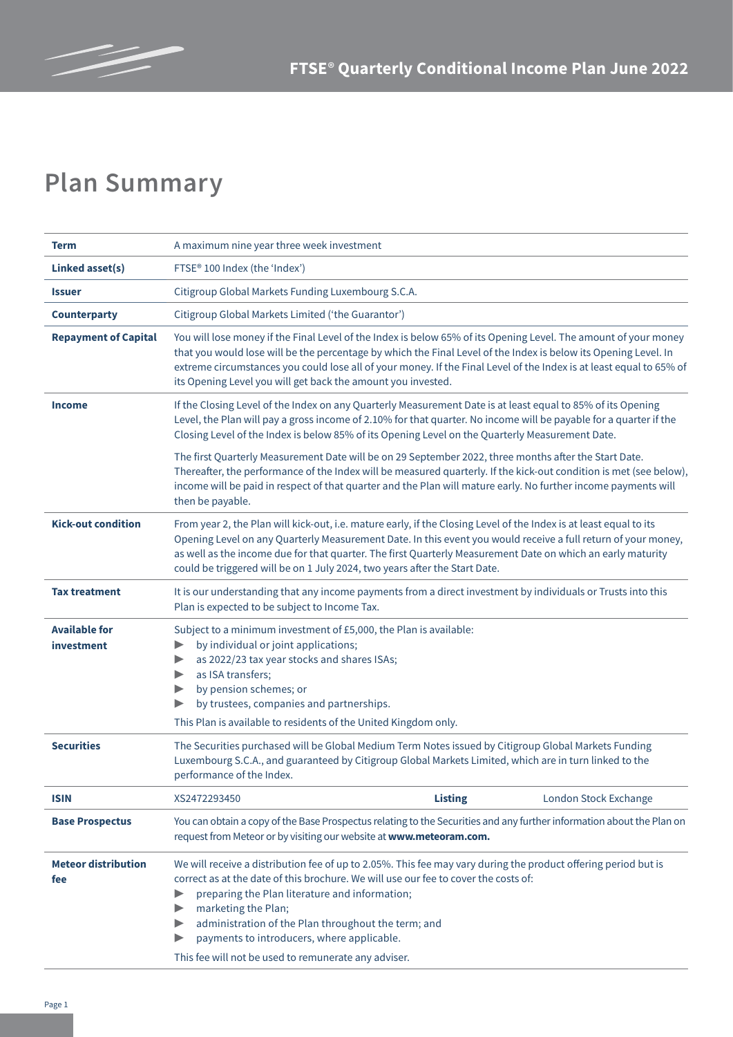## Plan Summary

| | |
|---|---|
| **Term** | A maximum nine year three week investment |
| **Linked asset(s)** | FTSE® 100 Index (the 'Index') |
| **Issuer** | Citigroup Global Markets Funding Luxembourg S.C.A. |
| **Counterparty** | Citigroup Global Markets Limited ('the Guarantor') |
| **Repayment of Capital** | You will lose money if the Final Level of the Index is below 65% of its Opening Level. The amount of your money that you would lose will be the percentage by which the Final Level of the Index is below its Opening Level. In extreme circumstances you could lose all of your money. If the Final Level of the Index is at least equal to 65% of its Opening Level you will get back the amount you invested. |
| **Income** | If the Closing Level of the Index on any Quarterly Measurement Date is at least equal to 85% of its Opening Level, the Plan will pay a gross income of 2.10% for that quarter. No income will be payable for a quarter if the Closing Level of the Index is below 85% of its Opening Level on the Quarterly Measurement Date.<br><br>The first Quarterly Measurement Date will be on 29 September 2022, three months after the Start Date. Thereafter, the performance of the Index will be measured quarterly. If the kick-out condition is met (see below), income will be paid in respect of that quarter and the Plan will mature early. No further income payments will then be payable. |
| **Kick-out condition** | From year 2, the Plan will kick-out, i.e. mature early, if the Closing Level of the Index is at least equal to its Opening Level on any Quarterly Measurement Date. In this event you would receive a full return of your money, as well as the income due for that quarter. The first Quarterly Measurement Date on which an early maturity could be triggered will be on 1 July 2024, two years after the Start Date. |
| **Tax treatment** | It is our understanding that any income payments from a direct investment by individuals or Trusts into this Plan is expected to be subject to Income Tax. |
| **Available for investment** | Subject to a minimum investment of £5,000, the Plan is available:<br>▶ by individual or joint applications;<br>▶ as 2022/23 tax year stocks and shares ISAs;<br>▶ as ISA transfers;<br>▶ by pension schemes; or<br>▶ by trustees, companies and partnerships.<br><br>This Plan is available to residents of the United Kingdom only. |
| **Securities** | The Securities purchased will be Global Medium Term Notes issued by Citigroup Global Markets Funding Luxembourg S.C.A., and guaranteed by Citigroup Global Markets Limited, which are in turn linked to the performance of the Index. |
| **ISIN** | XS2472293450 — **Listing**: London Stock Exchange |
| **Base Prospectus** | You can obtain a copy of the Base Prospectus relating to the Securities and any further information about the Plan on request from Meteor or by visiting our website at **www.meteoram.com.** |
| **Meteor distribution fee** | We will receive a distribution fee of up to 2.05%. This fee may vary during the product offering period but is correct as at the date of this brochure. We will use our fee to cover the costs of:<br>▶ preparing the Plan literature and information;<br>▶ marketing the Plan;<br>▶ administration of the Plan throughout the term; and<br>▶ payments to introducers, where applicable.<br><br>This fee will not be used to remunerate any adviser. |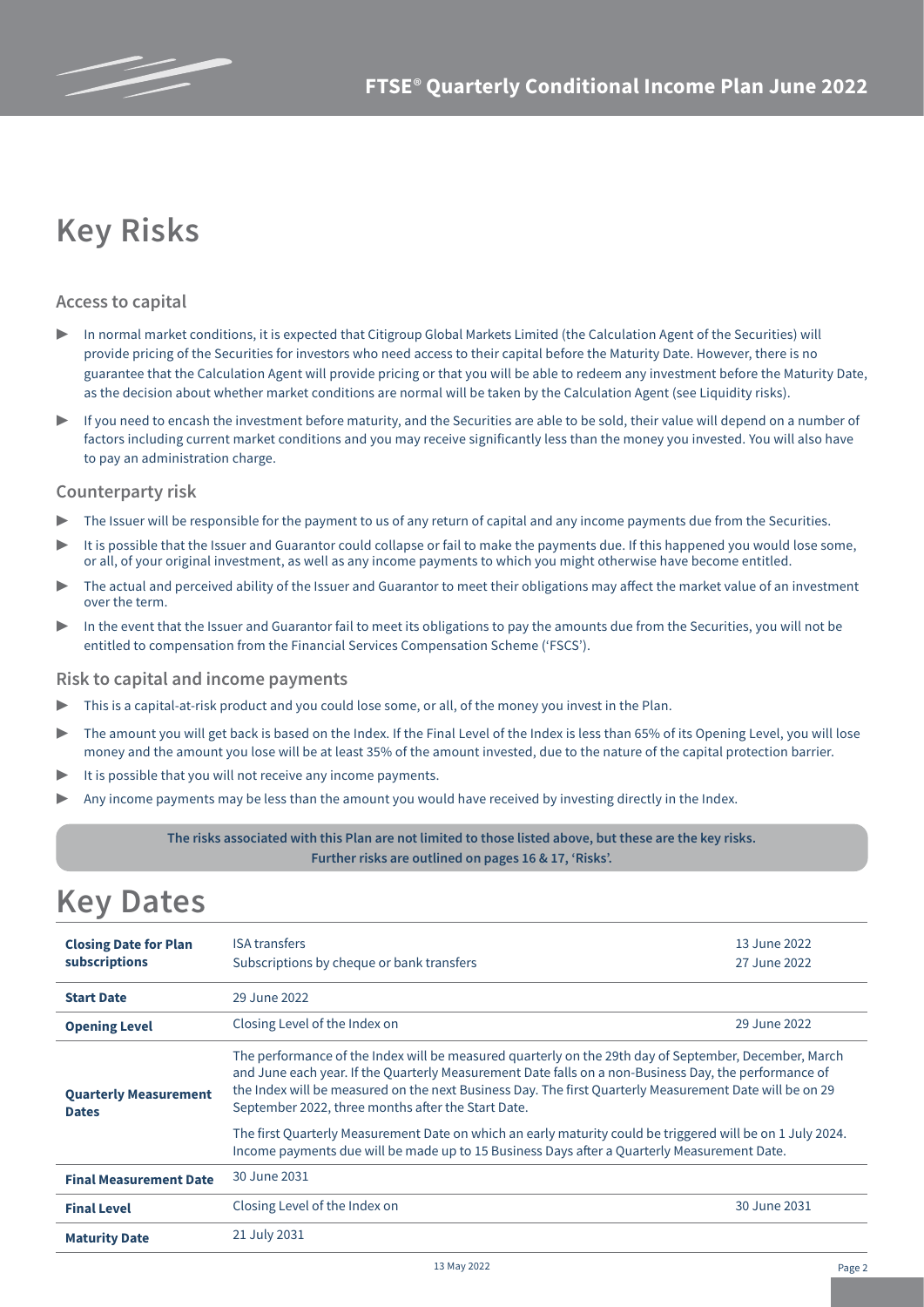# Key Risks

### Access to capital

- In normal market conditions, it is expected that Citigroup Global Markets Limited (the Calculation Agent of the Securities) will provide pricing of the Securities for investors who need access to their capital before the Maturity Date. However, there is no guarantee that the Calculation Agent will provide pricing or that you will be able to redeem any investment before the Maturity Date, as the decision about whether market conditions are normal will be taken by the Calculation Agent (see Liquidity risks).
- If you need to encash the investment before maturity, and the Securities are able to be sold, their value will depend on a number of factors including current market conditions and you may receive significantly less than the money you invested. You will also have to pay an administration charge.

### Counterparty risk

- The Issuer will be responsible for the payment to us of any return of capital and any income payments due from the Securities.
- It is possible that the Issuer and Guarantor could collapse or fail to make the payments due. If this happened you would lose some, or all, of your original investment, as well as any income payments to which you might otherwise have become entitled.
- The actual and perceived ability of the Issuer and Guarantor to meet their obligations may affect the market value of an investment over the term.
- In the event that the Issuer and Guarantor fail to meet its obligations to pay the amounts due from the Securities, you will not be entitled to compensation from the Financial Services Compensation Scheme ('FSCS').

### Risk to capital and income payments

- This is a capital-at-risk product and you could lose some, or all, of the money you invest in the Plan.
- The amount you will get back is based on the Index. If the Final Level of the Index is less than 65% of its Opening Level, you will lose money and the amount you lose will be at least 35% of the amount invested, due to the nature of the capital protection barrier.
- It is possible that you will not receive any income payments.
- Any income payments may be less than the amount you would have received by investing directly in the Index.

**The risks associated with this Plan are not limited to those listed above, but these are the key risks. Further risks are outlined on pages 16 & 17, 'Risks'.**

# Key Dates

| | | |
|---|---|---|
| **Closing Date for Plan subscriptions** | ISA transfers<br>Subscriptions by cheque or bank transfers | 13 June 2022<br>27 June 2022 |
| **Start Date** | 29 June 2022 | |
| **Opening Level** | Closing Level of the Index on | 29 June 2022 |
| **Quarterly Measurement Dates** | The performance of the Index will be measured quarterly on the 29th day of September, December, March and June each year. If the Quarterly Measurement Date falls on a non-Business Day, the performance of the Index will be measured on the next Business Day. The first Quarterly Measurement Date will be on 29 September 2022, three months after the Start Date.<br><br>The first Quarterly Measurement Date on which an early maturity could be triggered will be on 1 July 2024. Income payments due will be made up to 15 Business Days after a Quarterly Measurement Date. | |
| **Final Measurement Date** | 30 June 2031 | |
| **Final Level** | Closing Level of the Index on | 30 June 2031 |
| **Maturity Date** | 21 July 2031 | |

13 May 2022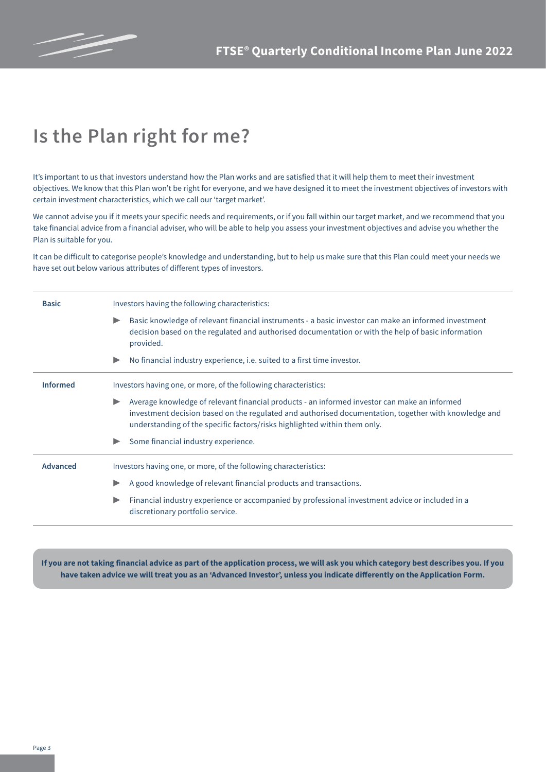# Is the Plan right for me?

It's important to us that investors understand how the Plan works and are satisfied that it will help them to meet their investment objectives. We know that this Plan won't be right for everyone, and we have designed it to meet the investment objectives of investors with certain investment characteristics, which we call our 'target market'.

We cannot advise you if it meets your specific needs and requirements, or if you fall within our target market, and we recommend that you take financial advice from a financial adviser, who will be able to help you assess your investment objectives and advise you whether the Plan is suitable for you.

It can be difficult to categorise people's knowledge and understanding, but to help us make sure that this Plan could meet your needs we have set out below various attributes of different types of investors.

| | |
|---|---|
| **Basic** | Investors having the following characteristics:<br>▶ Basic knowledge of relevant financial instruments - a basic investor can make an informed investment decision based on the regulated and authorised documentation or with the help of basic information provided.<br>▶ No financial industry experience, i.e. suited to a first time investor. |
| **Informed** | Investors having one, or more, of the following characteristics:<br>▶ Average knowledge of relevant financial products - an informed investor can make an informed investment decision based on the regulated and authorised documentation, together with knowledge and understanding of the specific factors/risks highlighted within them only.<br>▶ Some financial industry experience. |
| **Advanced** | Investors having one, or more, of the following characteristics:<br>▶ A good knowledge of relevant financial products and transactions.<br>▶ Financial industry experience or accompanied by professional investment advice or included in a discretionary portfolio service. |

**If you are not taking financial advice as part of the application process, we will ask you which category best describes you. If you have taken advice we will treat you as an 'Advanced Investor', unless you indicate differently on the Application Form.**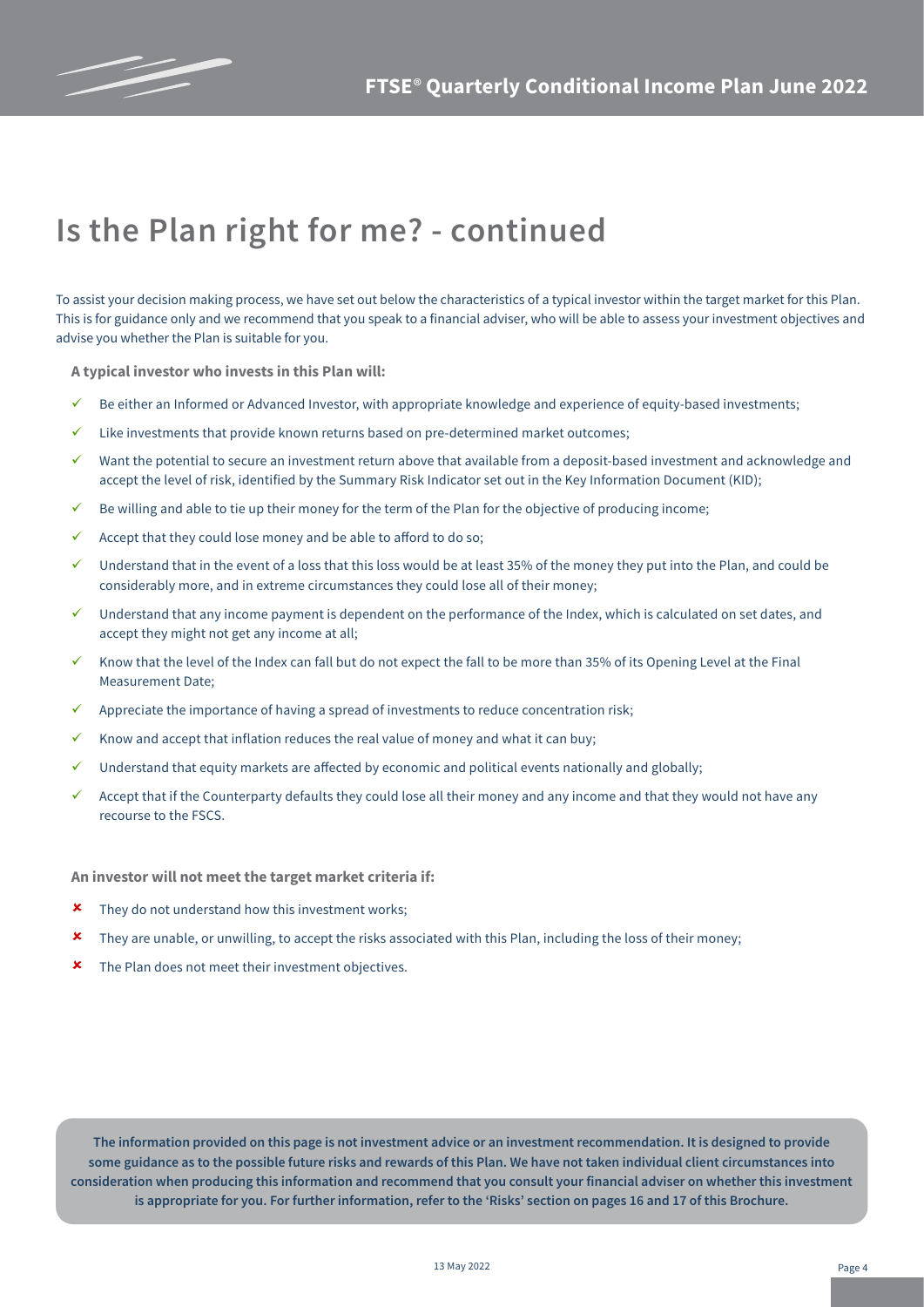# Is the Plan right for me? - continued

To assist your decision making process, we have set out below the characteristics of a typical investor within the target market for this Plan. This is for guidance only and we recommend that you speak to a financial adviser, who will be able to assess your investment objectives and advise you whether the Plan is suitable for you.

**A typical investor who invests in this Plan will:**

- ✓ Be either an Informed or Advanced Investor, with appropriate knowledge and experience of equity-based investments;
- ✓ Like investments that provide known returns based on pre-determined market outcomes;
- ✓ Want the potential to secure an investment return above that available from a deposit-based investment and acknowledge and accept the level of risk, identified by the Summary Risk Indicator set out in the Key Information Document (KID);
- ✓ Be willing and able to tie up their money for the term of the Plan for the objective of producing income;
- ✓ Accept that they could lose money and be able to afford to do so;
- ✓ Understand that in the event of a loss that this loss would be at least 35% of the money they put into the Plan, and could be considerably more, and in extreme circumstances they could lose all of their money;
- ✓ Understand that any income payment is dependent on the performance of the Index, which is calculated on set dates, and accept they might not get any income at all;
- ✓ Know that the level of the Index can fall but do not expect the fall to be more than 35% of its Opening Level at the Final Measurement Date;
- ✓ Appreciate the importance of having a spread of investments to reduce concentration risk;
- ✓ Know and accept that inflation reduces the real value of money and what it can buy;
- ✓ Understand that equity markets are affected by economic and political events nationally and globally;
- ✓ Accept that if the Counterparty defaults they could lose all their money and any income and that they would not have any recourse to the FSCS.

**An investor will not meet the target market criteria if:**

- ✘ They do not understand how this investment works;
- ✘ They are unable, or unwilling, to accept the risks associated with this Plan, including the loss of their money;
- ✘ The Plan does not meet their investment objectives.

**The information provided on this page is not investment advice or an investment recommendation. It is designed to provide some guidance as to the possible future risks and rewards of this Plan. We have not taken individual client circumstances into consideration when producing this information and recommend that you consult your financial adviser on whether this investment is appropriate for you. For further information, refer to the 'Risks' section on pages 16 and 17 of this Brochure.**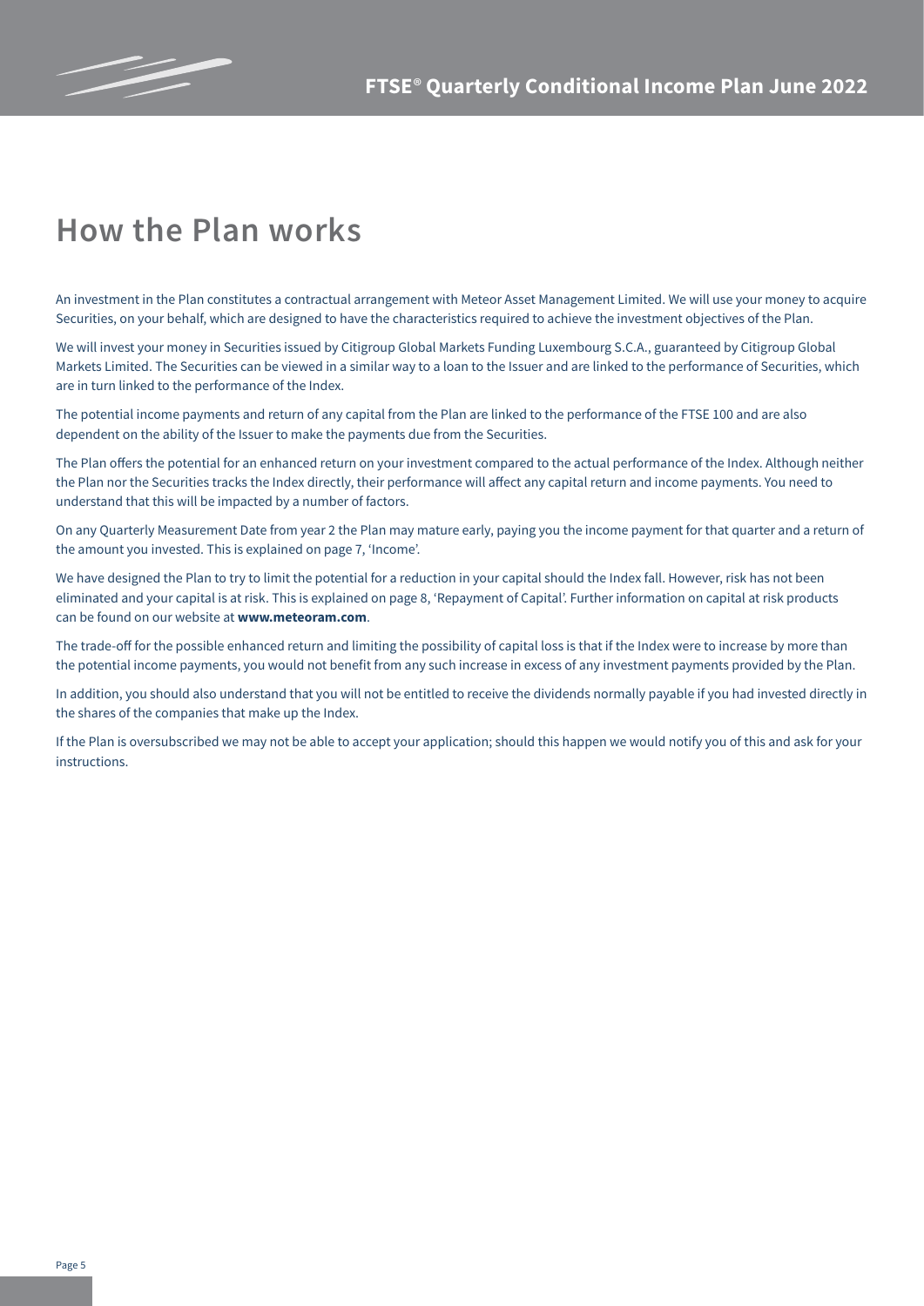# How the Plan works

An investment in the Plan constitutes a contractual arrangement with Meteor Asset Management Limited. We will use your money to acquire Securities, on your behalf, which are designed to have the characteristics required to achieve the investment objectives of the Plan.

We will invest your money in Securities issued by Citigroup Global Markets Funding Luxembourg S.C.A., guaranteed by Citigroup Global Markets Limited. The Securities can be viewed in a similar way to a loan to the Issuer and are linked to the performance of Securities, which are in turn linked to the performance of the Index.

The potential income payments and return of any capital from the Plan are linked to the performance of the FTSE 100 and are also dependent on the ability of the Issuer to make the payments due from the Securities.

The Plan offers the potential for an enhanced return on your investment compared to the actual performance of the Index. Although neither the Plan nor the Securities tracks the Index directly, their performance will affect any capital return and income payments. You need to understand that this will be impacted by a number of factors.

On any Quarterly Measurement Date from year 2 the Plan may mature early, paying you the income payment for that quarter and a return of the amount you invested. This is explained on page 7, 'Income'.

We have designed the Plan to try to limit the potential for a reduction in your capital should the Index fall. However, risk has not been eliminated and your capital is at risk. This is explained on page 8, 'Repayment of Capital'. Further information on capital at risk products can be found on our website at **www.meteoram.com**.

The trade-off for the possible enhanced return and limiting the possibility of capital loss is that if the Index were to increase by more than the potential income payments, you would not benefit from any such increase in excess of any investment payments provided by the Plan.

In addition, you should also understand that you will not be entitled to receive the dividends normally payable if you had invested directly in the shares of the companies that make up the Index.

If the Plan is oversubscribed we may not be able to accept your application; should this happen we would notify you of this and ask for your instructions.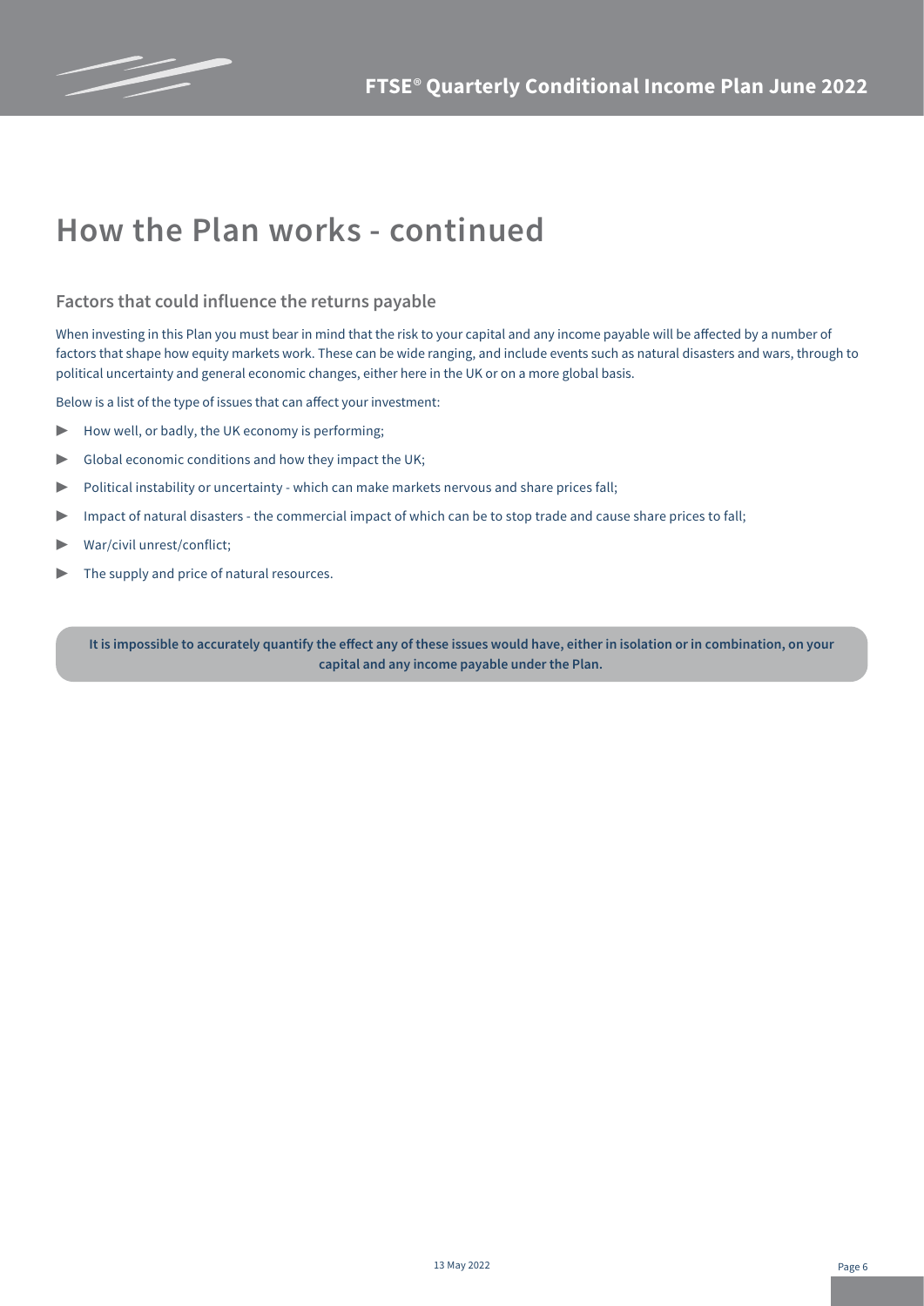# How the Plan works - continued

## Factors that could influence the returns payable

When investing in this Plan you must bear in mind that the risk to your capital and any income payable will be affected by a number of factors that shape how equity markets work. These can be wide ranging, and include events such as natural disasters and wars, through to political uncertainty and general economic changes, either here in the UK or on a more global basis.

Below is a list of the type of issues that can affect your investment:

- How well, or badly, the UK economy is performing;
- Global economic conditions and how they impact the UK;
- Political instability or uncertainty - which can make markets nervous and share prices fall;
- Impact of natural disasters - the commercial impact of which can be to stop trade and cause share prices to fall;
- War/civil unrest/conflict;
- The supply and price of natural resources.

**It is impossible to accurately quantify the effect any of these issues would have, either in isolation or in combination, on your capital and any income payable under the Plan.**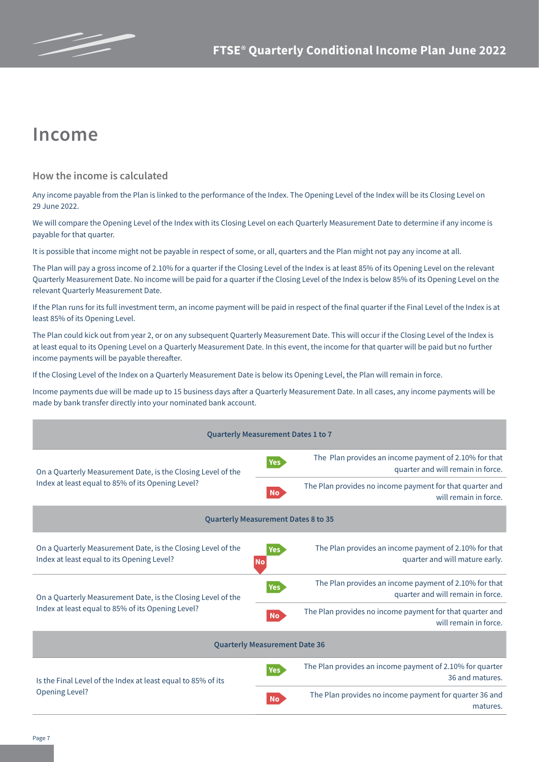# Income

## How the income is calculated

Any income payable from the Plan is linked to the performance of the Index. The Opening Level of the Index will be its Closing Level on 29 June 2022.

We will compare the Opening Level of the Index with its Closing Level on each Quarterly Measurement Date to determine if any income is payable for that quarter.

It is possible that income might not be payable in respect of some, or all, quarters and the Plan might not pay any income at all.

The Plan will pay a gross income of 2.10% for a quarter if the Closing Level of the Index is at least 85% of its Opening Level on the relevant Quarterly Measurement Date. No income will be paid for a quarter if the Closing Level of the Index is below 85% of its Opening Level on the relevant Quarterly Measurement Date.

If the Plan runs for its full investment term, an income payment will be paid in respect of the final quarter if the Final Level of the Index is at least 85% of its Opening Level.

The Plan could kick out from year 2, or on any subsequent Quarterly Measurement Date. This will occur if the Closing Level of the Index is at least equal to its Opening Level on a Quarterly Measurement Date. In this event, the income for that quarter will be paid but no further income payments will be payable thereafter.

If the Closing Level of the Index on a Quarterly Measurement Date is below its Opening Level, the Plan will remain in force.

Income payments due will be made up to 15 business days after a Quarterly Measurement Date. In all cases, any income payments will be made by bank transfer directly into your nominated bank account.

| Question | Answer | Outcome |
|---|---|---|
| **Quarterly Measurement Dates 1 to 7** | | |
| On a Quarterly Measurement Date, is the Closing Level of the Index at least equal to 85% of its Opening Level? | Yes | The Plan provides an income payment of 2.10% for that quarter and will remain in force. |
| | No | The Plan provides no income payment for that quarter and will remain in force. |
| **Quarterly Measurement Dates 8 to 35** | | |
| On a Quarterly Measurement Date, is the Closing Level of the Index at least equal to its Opening Level? | Yes | The Plan provides an income payment of 2.10% for that quarter and will mature early. |
| | No | (proceed to next question) |
| On a Quarterly Measurement Date, is the Closing Level of the Index at least equal to 85% of its Opening Level? | Yes | The Plan provides an income payment of 2.10% for that quarter and will remain in force. |
| | No | The Plan provides no income payment for that quarter and will remain in force. |
| **Quarterly Measurement Date 36** | | |
| Is the Final Level of the Index at least equal to 85% of its Opening Level? | Yes | The Plan provides an income payment of 2.10% for quarter 36 and matures. |
| | No | The Plan provides no income payment for quarter 36 and matures. |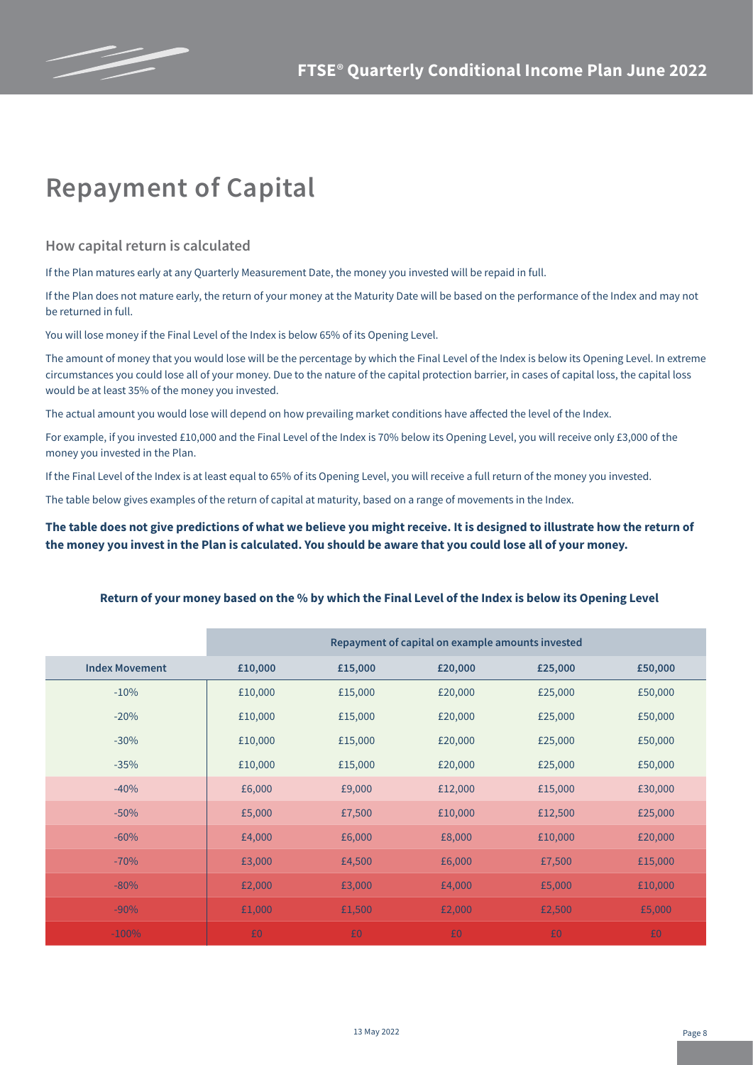# Repayment of Capital

## How capital return is calculated

If the Plan matures early at any Quarterly Measurement Date, the money you invested will be repaid in full.

If the Plan does not mature early, the return of your money at the Maturity Date will be based on the performance of the Index and may not be returned in full.

You will lose money if the Final Level of the Index is below 65% of its Opening Level.

The amount of money that you would lose will be the percentage by which the Final Level of the Index is below its Opening Level. In extreme circumstances you could lose all of your money. Due to the nature of the capital protection barrier, in cases of capital loss, the capital loss would be at least 35% of the money you invested.

The actual amount you would lose will depend on how prevailing market conditions have affected the level of the Index.

For example, if you invested £10,000 and the Final Level of the Index is 70% below its Opening Level, you will receive only £3,000 of the money you invested in the Plan.

If the Final Level of the Index is at least equal to 65% of its Opening Level, you will receive a full return of the money you invested.

The table below gives examples of the return of capital at maturity, based on a range of movements in the Index.

**The table does not give predictions of what we believe you might receive. It is designed to illustrate how the return of the money you invest in the Plan is calculated. You should be aware that you could lose all of your money.**

**Return of your money based on the % by which the Final Level of the Index is below its Opening Level**

| | Repayment of capital on example amounts invested | | | | |
|---|---|---|---|---|---|
| **Index Movement** | **£10,000** | **£15,000** | **£20,000** | **£25,000** | **£50,000** |
| -10% | £10,000 | £15,000 | £20,000 | £25,000 | £50,000 |
| -20% | £10,000 | £15,000 | £20,000 | £25,000 | £50,000 |
| -30% | £10,000 | £15,000 | £20,000 | £25,000 | £50,000 |
| -35% | £10,000 | £15,000 | £20,000 | £25,000 | £50,000 |
| -40% | £6,000 | £9,000 | £12,000 | £15,000 | £30,000 |
| -50% | £5,000 | £7,500 | £10,000 | £12,500 | £25,000 |
| -60% | £4,000 | £6,000 | £8,000 | £10,000 | £20,000 |
| -70% | £3,000 | £4,500 | £6,000 | £7,500 | £15,000 |
| -80% | £2,000 | £3,000 | £4,000 | £5,000 | £10,000 |
| -90% | £1,000 | £1,500 | £2,000 | £2,500 | £5,000 |
| -100% | £0 | £0 | £0 | £0 | £0 |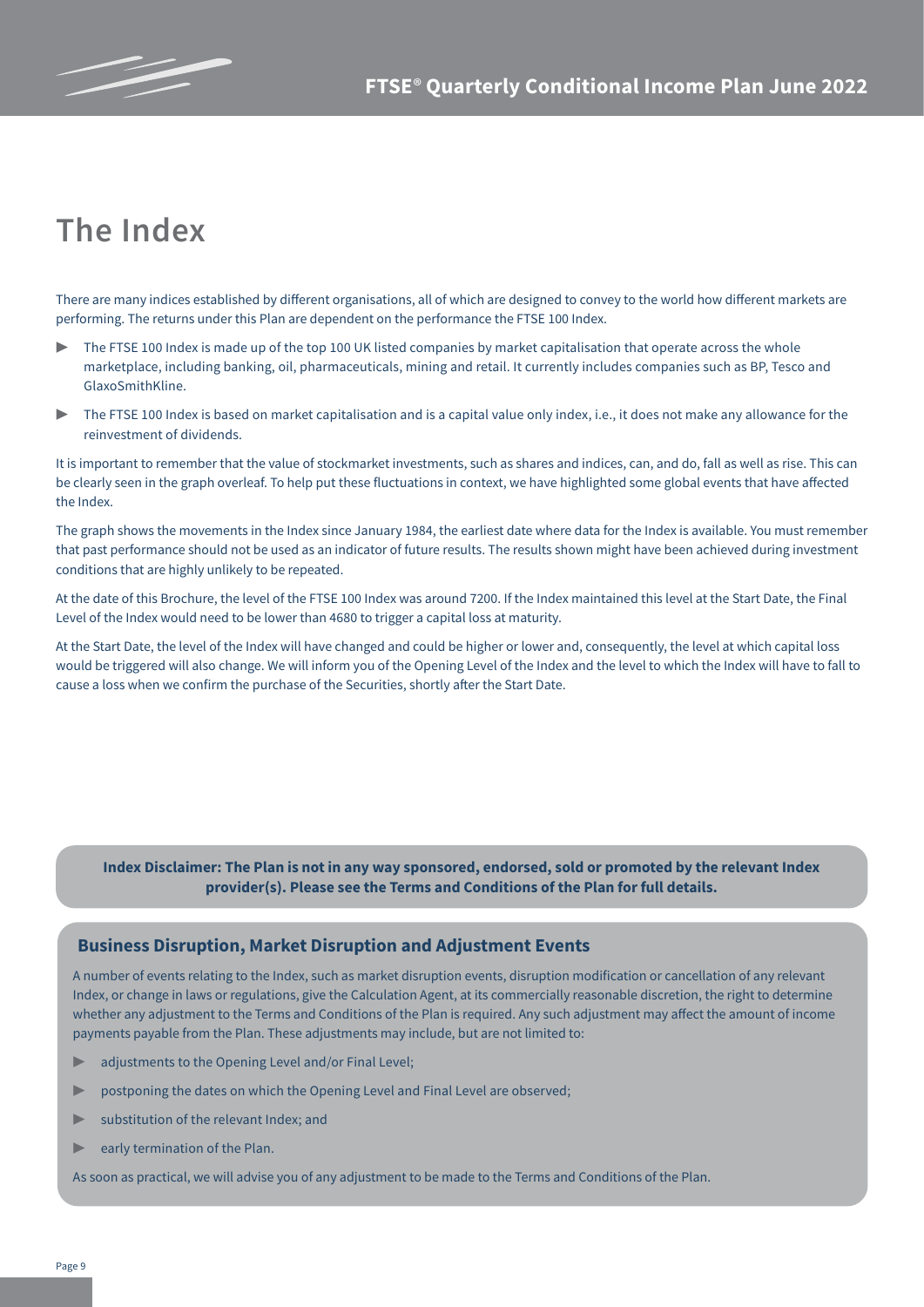# The Index

There are many indices established by different organisations, all of which are designed to convey to the world how different markets are performing. The returns under this Plan are dependent on the performance the FTSE 100 Index.

- The FTSE 100 Index is made up of the top 100 UK listed companies by market capitalisation that operate across the whole marketplace, including banking, oil, pharmaceuticals, mining and retail. It currently includes companies such as BP, Tesco and GlaxoSmithKline.
- The FTSE 100 Index is based on market capitalisation and is a capital value only index, i.e., it does not make any allowance for the reinvestment of dividends.

It is important to remember that the value of stockmarket investments, such as shares and indices, can, and do, fall as well as rise. This can be clearly seen in the graph overleaf. To help put these fluctuations in context, we have highlighted some global events that have affected the Index.

The graph shows the movements in the Index since January 1984, the earliest date where data for the Index is available. You must remember that past performance should not be used as an indicator of future results. The results shown might have been achieved during investment conditions that are highly unlikely to be repeated.

At the date of this Brochure, the level of the FTSE 100 Index was around 7200. If the Index maintained this level at the Start Date, the Final Level of the Index would need to be lower than 4680 to trigger a capital loss at maturity.

At the Start Date, the level of the Index will have changed and could be higher or lower and, consequently, the level at which capital loss would be triggered will also change. We will inform you of the Opening Level of the Index and the level to which the Index will have to fall to cause a loss when we confirm the purchase of the Securities, shortly after the Start Date.

**Index Disclaimer: The Plan is not in any way sponsored, endorsed, sold or promoted by the relevant Index provider(s). Please see the Terms and Conditions of the Plan for full details.**

## Business Disruption, Market Disruption and Adjustment Events

A number of events relating to the Index, such as market disruption events, disruption modification or cancellation of any relevant Index, or change in laws or regulations, give the Calculation Agent, at its commercially reasonable discretion, the right to determine whether any adjustment to the Terms and Conditions of the Plan is required. Any such adjustment may affect the amount of income payments payable from the Plan. These adjustments may include, but are not limited to:

- adjustments to the Opening Level and/or Final Level;
- postponing the dates on which the Opening Level and Final Level are observed;
- substitution of the relevant Index; and
- early termination of the Plan.

As soon as practical, we will advise you of any adjustment to be made to the Terms and Conditions of the Plan.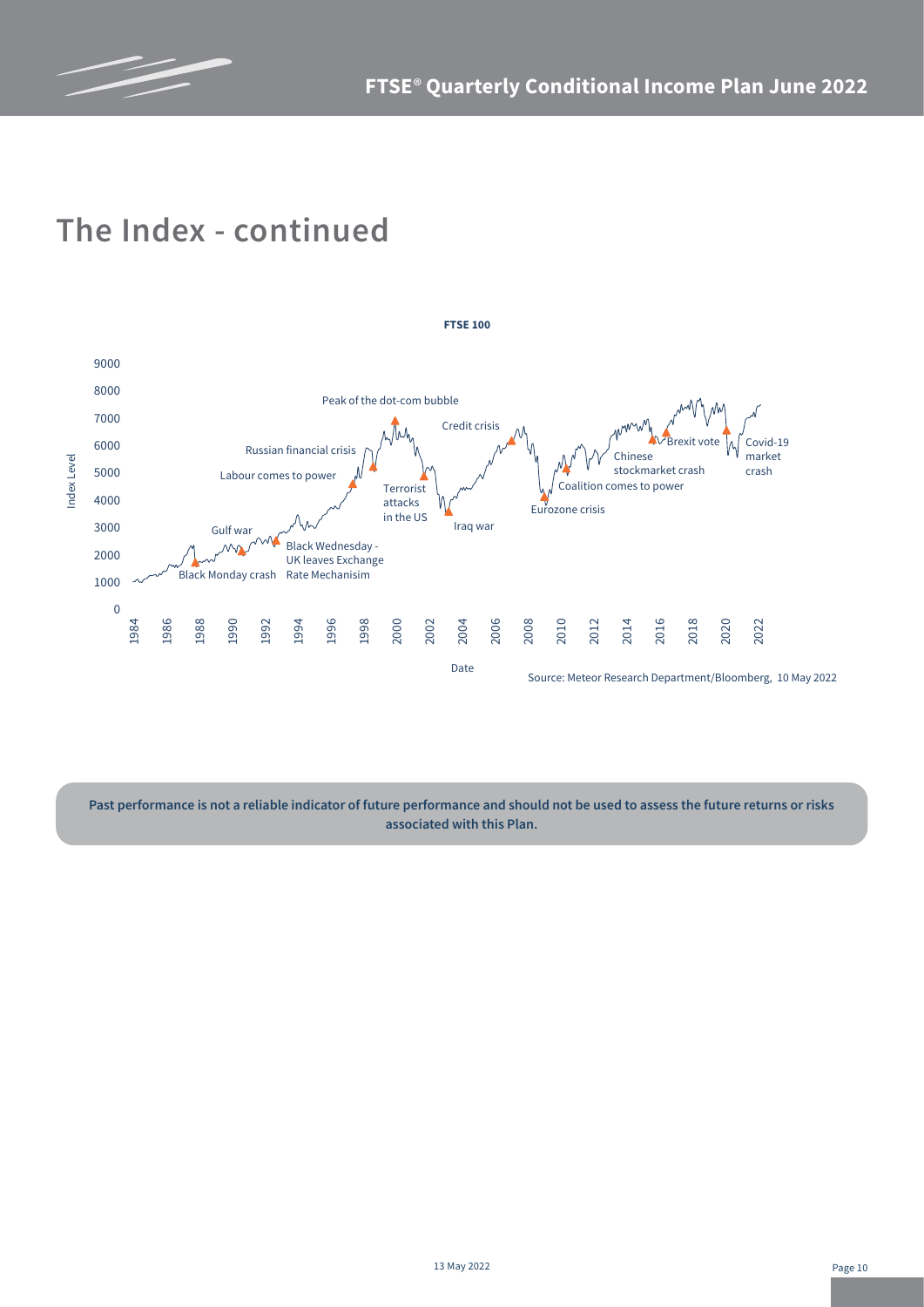# The Index - continued

**FTSE 100**

Source: Meteor Research Department/Bloomberg, 10 May 2022

**Past performance is not a reliable indicator of future performance and should not be used to assess the future returns or risks associated with this Plan.**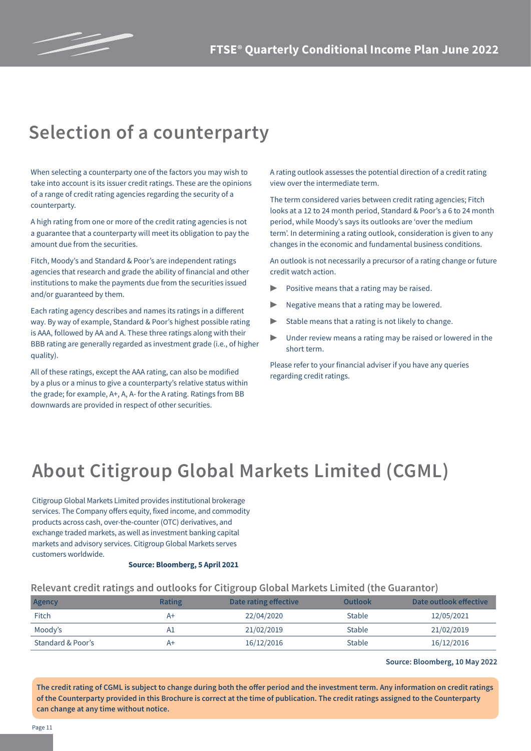# Selection of a counterparty

When selecting a counterparty one of the factors you may wish to take into account is its issuer credit ratings. These are the opinions of a range of credit rating agencies regarding the security of a counterparty.

A high rating from one or more of the credit rating agencies is not a guarantee that a counterparty will meet its obligation to pay the amount due from the securities.

Fitch, Moody's and Standard & Poor's are independent ratings agencies that research and grade the ability of financial and other institutions to make the payments due from the securities issued and/or guaranteed by them.

Each rating agency describes and names its ratings in a different way. By way of example, Standard & Poor's highest possible rating is AAA, followed by AA and A. These three ratings along with their BBB rating are generally regarded as investment grade (i.e., of higher quality).

All of these ratings, except the AAA rating, can also be modified by a plus or a minus to give a counterparty's relative status within the grade; for example, A+, A, A- for the A rating. Ratings from BB downwards are provided in respect of other securities.

A rating outlook assesses the potential direction of a credit rating view over the intermediate term.

The term considered varies between credit rating agencies; Fitch looks at a 12 to 24 month period, Standard & Poor's a 6 to 24 month period, while Moody's says its outlooks are 'over the medium term'. In determining a rating outlook, consideration is given to any changes in the economic and fundamental business conditions.

An outlook is not necessarily a precursor of a rating change or future credit watch action.

- Positive means that a rating may be raised.
- Negative means that a rating may be lowered.
- Stable means that a rating is not likely to change.
- Under review means a rating may be raised or lowered in the short term.

Please refer to your financial adviser if you have any queries regarding credit ratings.

# About Citigroup Global Markets Limited (CGML)

Citigroup Global Markets Limited provides institutional brokerage services. The Company offers equity, fixed income, and commodity products across cash, over-the-counter (OTC) derivatives, and exchange traded markets, as well as investment banking capital markets and advisory services. Citigroup Global Markets serves customers worldwide.

**Source: Bloomberg, 5 April 2021**

## Relevant credit ratings and outlooks for Citigroup Global Markets Limited (the Guarantor)

| Agency | Rating | Date rating effective | Outlook | Date outlook effective |
|---|---|---|---|---|
| Fitch | A+ | 22/04/2020 | Stable | 12/05/2021 |
| Moody's | A1 | 21/02/2019 | Stable | 21/02/2019 |
| Standard & Poor's | A+ | 16/12/2016 | Stable | 16/12/2016 |

**Source: Bloomberg, 10 May 2022**

**The credit rating of CGML is subject to change during both the offer period and the investment term. Any information on credit ratings of the Counterparty provided in this Brochure is correct at the time of publication. The credit ratings assigned to the Counterparty can change at any time without notice.**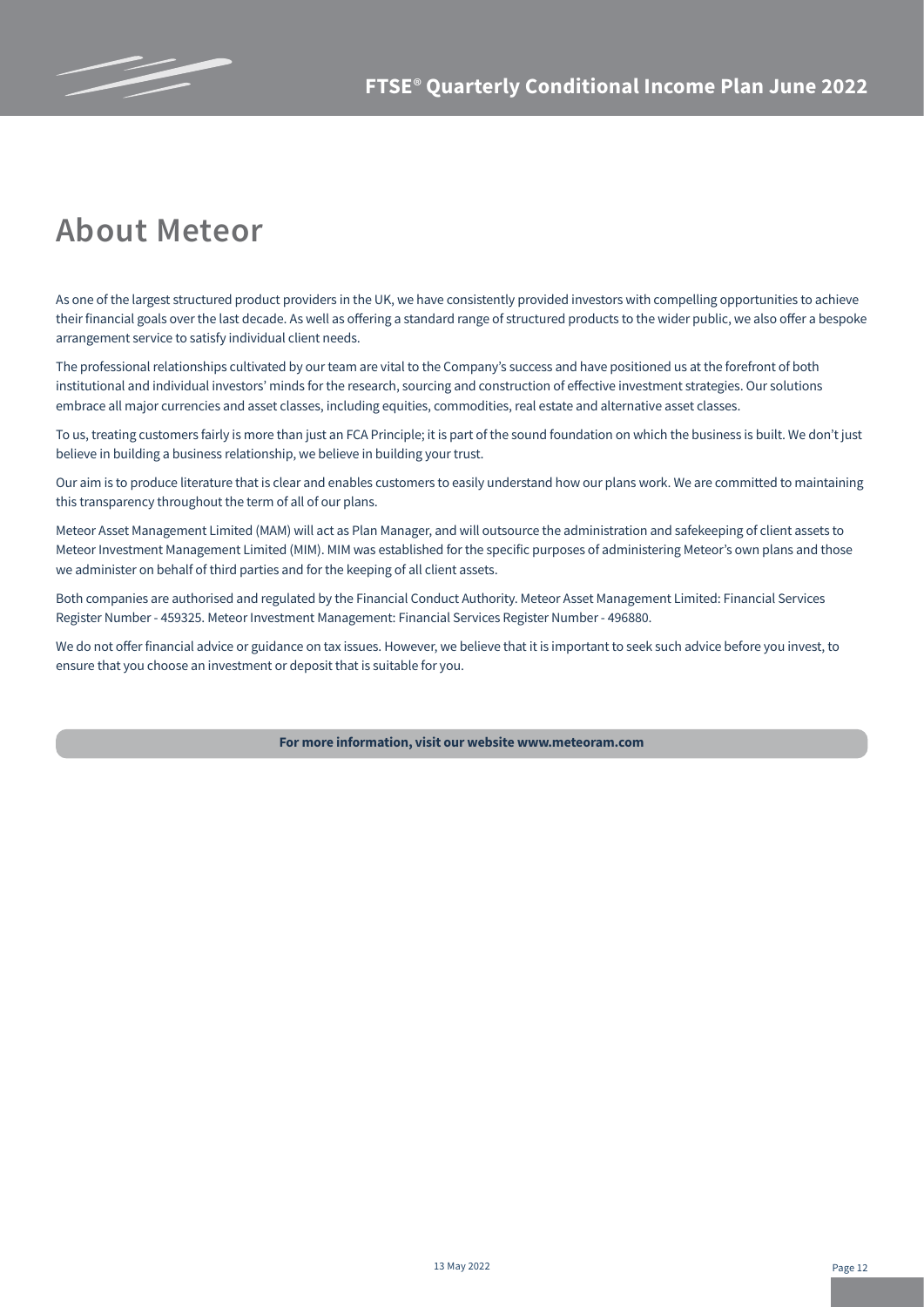# About Meteor

As one of the largest structured product providers in the UK, we have consistently provided investors with compelling opportunities to achieve their financial goals over the last decade. As well as offering a standard range of structured products to the wider public, we also offer a bespoke arrangement service to satisfy individual client needs.

The professional relationships cultivated by our team are vital to the Company's success and have positioned us at the forefront of both institutional and individual investors' minds for the research, sourcing and construction of effective investment strategies. Our solutions embrace all major currencies and asset classes, including equities, commodities, real estate and alternative asset classes.

To us, treating customers fairly is more than just an FCA Principle; it is part of the sound foundation on which the business is built. We don't just believe in building a business relationship, we believe in building your trust.

Our aim is to produce literature that is clear and enables customers to easily understand how our plans work. We are committed to maintaining this transparency throughout the term of all of our plans.

Meteor Asset Management Limited (MAM) will act as Plan Manager, and will outsource the administration and safekeeping of client assets to Meteor Investment Management Limited (MIM). MIM was established for the specific purposes of administering Meteor's own plans and those we administer on behalf of third parties and for the keeping of all client assets.

Both companies are authorised and regulated by the Financial Conduct Authority. Meteor Asset Management Limited: Financial Services Register Number - 459325. Meteor Investment Management: Financial Services Register Number - 496880.

We do not offer financial advice or guidance on tax issues. However, we believe that it is important to seek such advice before you invest, to ensure that you choose an investment or deposit that is suitable for you.

**For more information, visit our website www.meteoram.com**

13 May 2022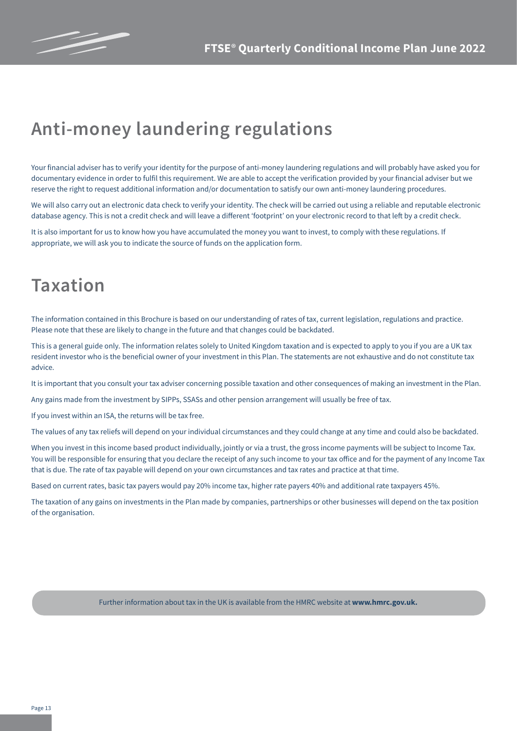## Anti-money laundering regulations

Your financial adviser has to verify your identity for the purpose of anti-money laundering regulations and will probably have asked you for documentary evidence in order to fulfil this requirement. We are able to accept the verification provided by your financial adviser but we reserve the right to request additional information and/or documentation to satisfy our own anti-money laundering procedures.

We will also carry out an electronic data check to verify your identity. The check will be carried out using a reliable and reputable electronic database agency. This is not a credit check and will leave a different 'footprint' on your electronic record to that left by a credit check.

It is also important for us to know how you have accumulated the money you want to invest, to comply with these regulations. If appropriate, we will ask you to indicate the source of funds on the application form.

## Taxation

The information contained in this Brochure is based on our understanding of rates of tax, current legislation, regulations and practice. Please note that these are likely to change in the future and that changes could be backdated.

This is a general guide only. The information relates solely to United Kingdom taxation and is expected to apply to you if you are a UK tax resident investor who is the beneficial owner of your investment in this Plan. The statements are not exhaustive and do not constitute tax advice.

It is important that you consult your tax adviser concerning possible taxation and other consequences of making an investment in the Plan.

Any gains made from the investment by SIPPs, SSASs and other pension arrangement will usually be free of tax.

If you invest within an ISA, the returns will be tax free.

The values of any tax reliefs will depend on your individual circumstances and they could change at any time and could also be backdated.

When you invest in this income based product individually, jointly or via a trust, the gross income payments will be subject to Income Tax. You will be responsible for ensuring that you declare the receipt of any such income to your tax office and for the payment of any Income Tax that is due. The rate of tax payable will depend on your own circumstances and tax rates and practice at that time.

Based on current rates, basic tax payers would pay 20% income tax, higher rate payers 40% and additional rate taxpayers 45%.

The taxation of any gains on investments in the Plan made by companies, partnerships or other businesses will depend on the tax position of the organisation.

Further information about tax in the UK is available from the HMRC website at **www.hmrc.gov.uk.**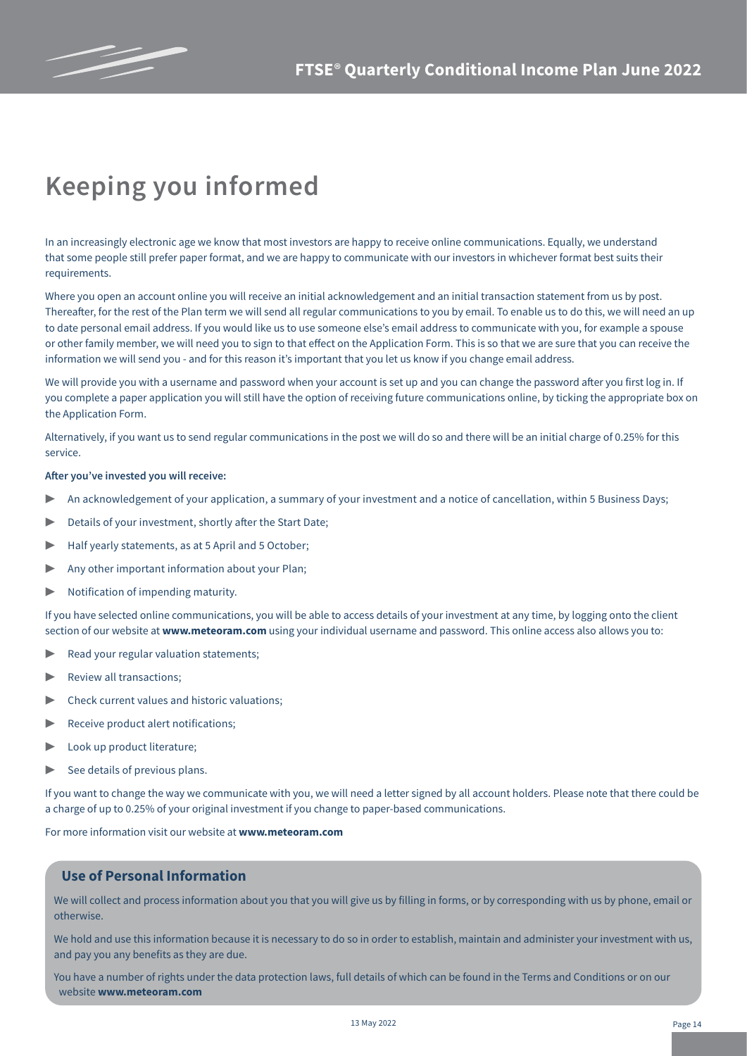# Keeping you informed

In an increasingly electronic age we know that most investors are happy to receive online communications. Equally, we understand that some people still prefer paper format, and we are happy to communicate with our investors in whichever format best suits their requirements.

Where you open an account online you will receive an initial acknowledgement and an initial transaction statement from us by post. Thereafter, for the rest of the Plan term we will send all regular communications to you by email. To enable us to do this, we will need an up to date personal email address. If you would like us to use someone else's email address to communicate with you, for example a spouse or other family member, we will need you to sign to that effect on the Application Form. This is so that we are sure that you can receive the information we will send you - and for this reason it's important that you let us know if you change email address.

We will provide you with a username and password when your account is set up and you can change the password after you first log in. If you complete a paper application you will still have the option of receiving future communications online, by ticking the appropriate box on the Application Form.

Alternatively, if you want us to send regular communications in the post we will do so and there will be an initial charge of 0.25% for this service.

**After you've invested you will receive:**

- An acknowledgement of your application, a summary of your investment and a notice of cancellation, within 5 Business Days;
- Details of your investment, shortly after the Start Date;
- Half yearly statements, as at 5 April and 5 October;
- Any other important information about your Plan;
- Notification of impending maturity.

If you have selected online communications, you will be able to access details of your investment at any time, by logging onto the client section of our website at **www.meteoram.com** using your individual username and password. This online access also allows you to:

- Read your regular valuation statements;
- Review all transactions;
- Check current values and historic valuations;
- Receive product alert notifications;
- Look up product literature;
- See details of previous plans.

If you want to change the way we communicate with you, we will need a letter signed by all account holders. Please note that there could be a charge of up to 0.25% of your original investment if you change to paper-based communications.

For more information visit our website at **www.meteoram.com**

## Use of Personal Information

We will collect and process information about you that you will give us by filling in forms, or by corresponding with us by phone, email or otherwise.

We hold and use this information because it is necessary to do so in order to establish, maintain and administer your investment with us, and pay you any benefits as they are due.

You have a number of rights under the data protection laws, full details of which can be found in the Terms and Conditions or on our website **www.meteoram.com**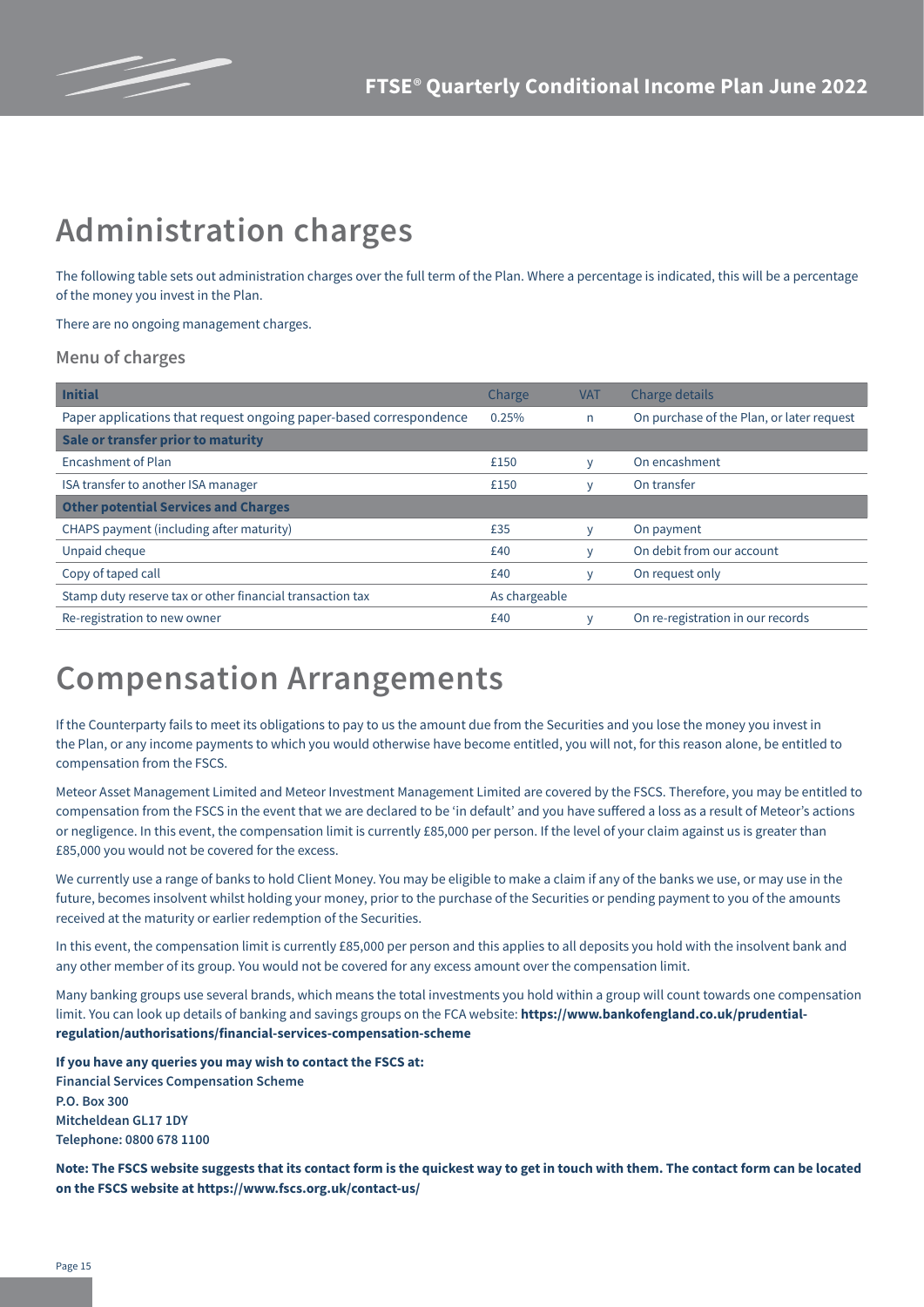# Administration charges

The following table sets out administration charges over the full term of the Plan. Where a percentage is indicated, this will be a percentage of the money you invest in the Plan.

There are no ongoing management charges.

### Menu of charges

| **Initial** | Charge | VAT | Charge details |
|---|---|---|---|
| Paper applications that request ongoing paper-based correspondence | 0.25% | n | On purchase of the Plan, or later request |
| **Sale or transfer prior to maturity** | | | |
| Encashment of Plan | £150 | y | On encashment |
| ISA transfer to another ISA manager | £150 | y | On transfer |
| **Other potential Services and Charges** | | | |
| CHAPS payment (including after maturity) | £35 | y | On payment |
| Unpaid cheque | £40 | y | On debit from our account |
| Copy of taped call | £40 | y | On request only |
| Stamp duty reserve tax or other financial transaction tax | As chargeable | | |
| Re-registration to new owner | £40 | y | On re-registration in our records |

# Compensation Arrangements

If the Counterparty fails to meet its obligations to pay to us the amount due from the Securities and you lose the money you invest in the Plan, or any income payments to which you would otherwise have become entitled, you will not, for this reason alone, be entitled to compensation from the FSCS.

Meteor Asset Management Limited and Meteor Investment Management Limited are covered by the FSCS. Therefore, you may be entitled to compensation from the FSCS in the event that we are declared to be 'in default' and you have suffered a loss as a result of Meteor's actions or negligence. In this event, the compensation limit is currently £85,000 per person. If the level of your claim against us is greater than £85,000 you would not be covered for the excess.

We currently use a range of banks to hold Client Money. You may be eligible to make a claim if any of the banks we use, or may use in the future, becomes insolvent whilst holding your money, prior to the purchase of the Securities or pending payment to you of the amounts received at the maturity or earlier redemption of the Securities.

In this event, the compensation limit is currently £85,000 per person and this applies to all deposits you hold with the insolvent bank and any other member of its group. You would not be covered for any excess amount over the compensation limit.

Many banking groups use several brands, which means the total investments you hold within a group will count towards one compensation limit. You can look up details of banking and savings groups on the FCA website: **https://www.bankofengland.co.uk/prudential-regulation/authorisations/financial-services-compensation-scheme**

**If you have any queries you may wish to contact the FSCS at:**
**Financial Services Compensation Scheme**
**P.O. Box 300**
**Mitcheldean GL17 1DY**
**Telephone: 0800 678 1100**

**Note: The FSCS website suggests that its contact form is the quickest way to get in touch with them. The contact form can be located on the FSCS website at https://www.fscs.org.uk/contact-us/**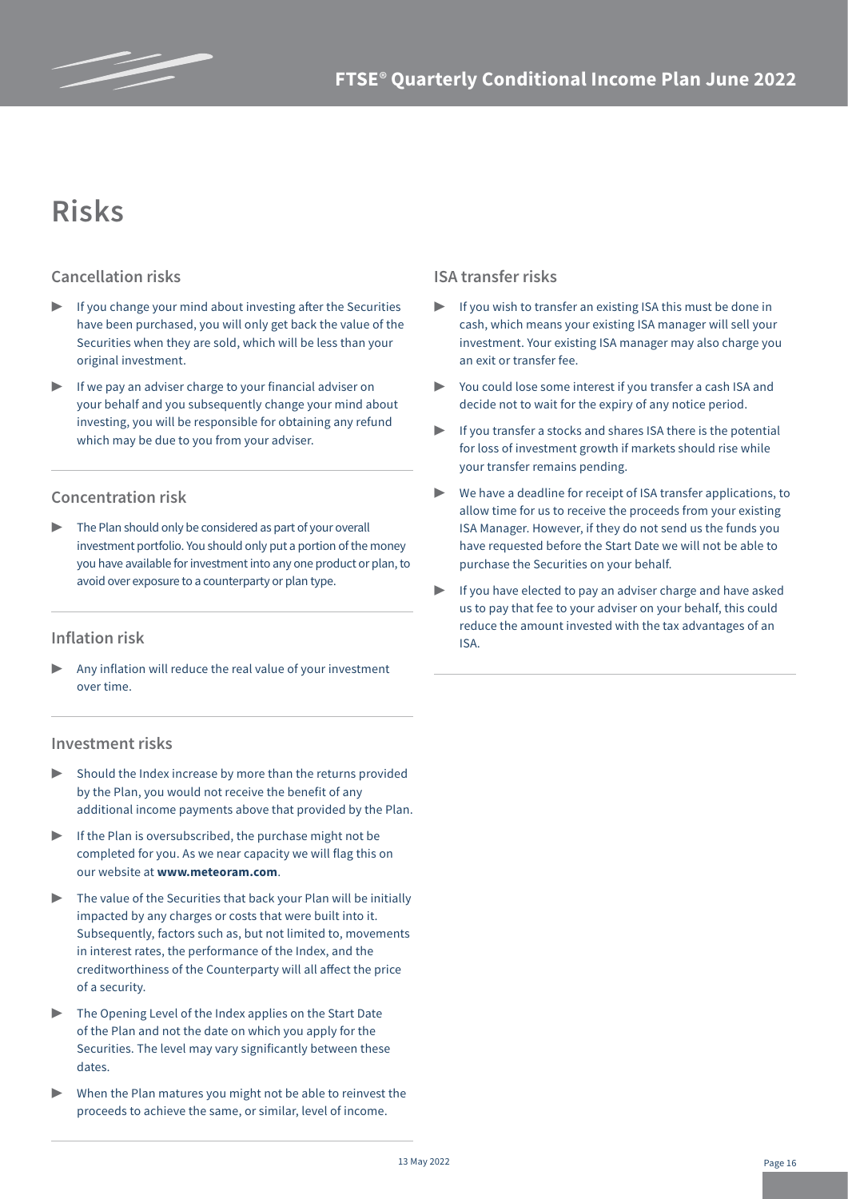# Risks

## Cancellation risks

- If you change your mind about investing after the Securities have been purchased, you will only get back the value of the Securities when they are sold, which will be less than your original investment.
- If we pay an adviser charge to your financial adviser on your behalf and you subsequently change your mind about investing, you will be responsible for obtaining any refund which may be due to you from your adviser.

## Concentration risk

- The Plan should only be considered as part of your overall investment portfolio. You should only put a portion of the money you have available for investment into any one product or plan, to avoid over exposure to a counterparty or plan type.

## Inflation risk

- Any inflation will reduce the real value of your investment over time.

## Investment risks

- Should the Index increase by more than the returns provided by the Plan, you would not receive the benefit of any additional income payments above that provided by the Plan.
- If the Plan is oversubscribed, the purchase might not be completed for you. As we near capacity we will flag this on our website at **www.meteoram.com**.
- The value of the Securities that back your Plan will be initially impacted by any charges or costs that were built into it. Subsequently, factors such as, but not limited to, movements in interest rates, the performance of the Index, and the creditworthiness of the Counterparty will all affect the price of a security.
- The Opening Level of the Index applies on the Start Date of the Plan and not the date on which you apply for the Securities. The level may vary significantly between these dates.
- When the Plan matures you might not be able to reinvest the proceeds to achieve the same, or similar, level of income.

## ISA transfer risks

- If you wish to transfer an existing ISA this must be done in cash, which means your existing ISA manager will sell your investment. Your existing ISA manager may also charge you an exit or transfer fee.
- You could lose some interest if you transfer a cash ISA and decide not to wait for the expiry of any notice period.
- If you transfer a stocks and shares ISA there is the potential for loss of investment growth if markets should rise while your transfer remains pending.
- We have a deadline for receipt of ISA transfer applications, to allow time for us to receive the proceeds from your existing ISA Manager. However, if they do not send us the funds you have requested before the Start Date we will not be able to purchase the Securities on your behalf.
- If you have elected to pay an adviser charge and have asked us to pay that fee to your adviser on your behalf, this could reduce the amount invested with the tax advantages of an ISA.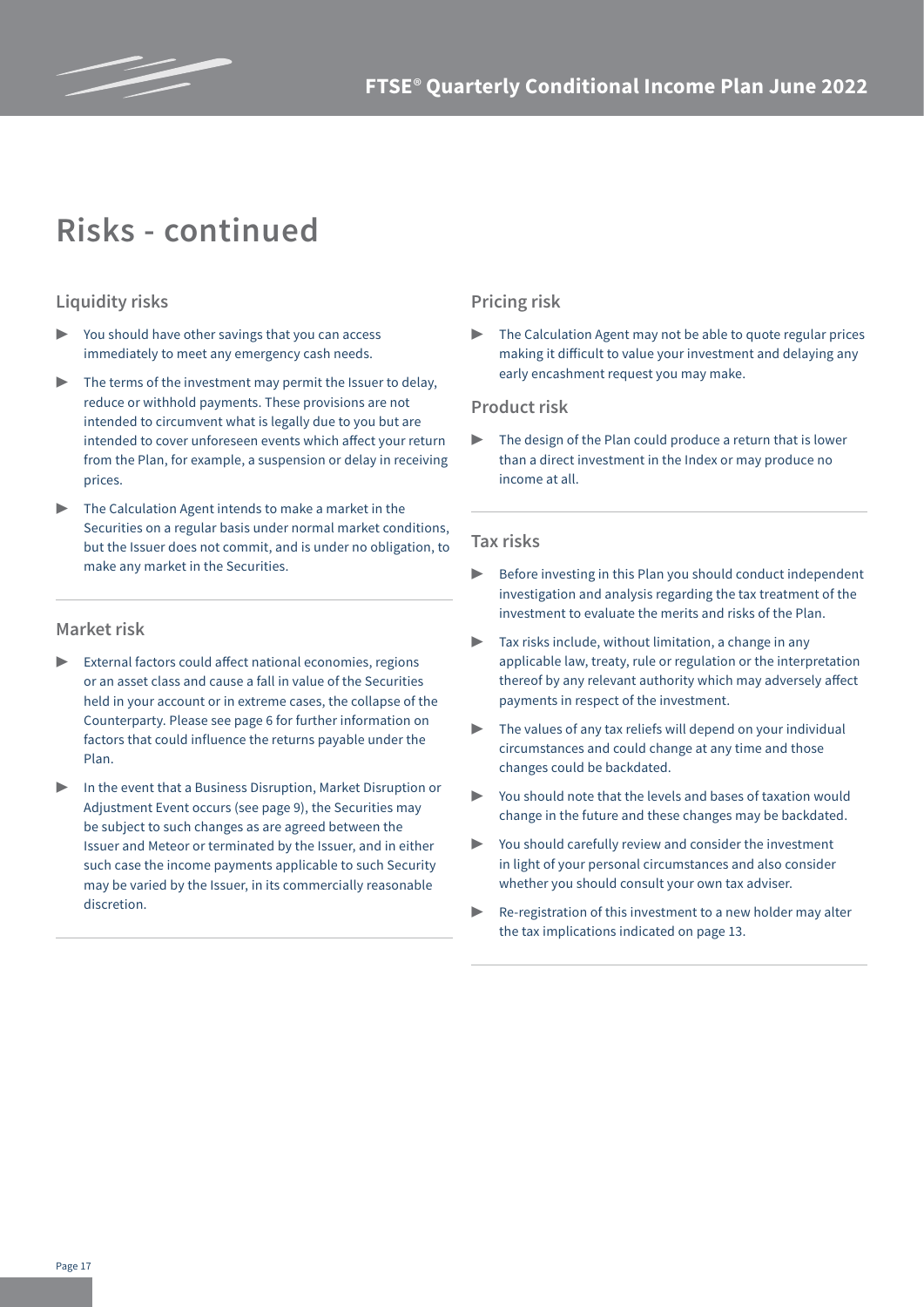# Risks - continued

## Liquidity risks

- You should have other savings that you can access immediately to meet any emergency cash needs.
- The terms of the investment may permit the Issuer to delay, reduce or withhold payments. These provisions are not intended to circumvent what is legally due to you but are intended to cover unforeseen events which affect your return from the Plan, for example, a suspension or delay in receiving prices.
- The Calculation Agent intends to make a market in the Securities on a regular basis under normal market conditions, but the Issuer does not commit, and is under no obligation, to make any market in the Securities.

## Market risk

- External factors could affect national economies, regions or an asset class and cause a fall in value of the Securities held in your account or in extreme cases, the collapse of the Counterparty. Please see page 6 for further information on factors that could influence the returns payable under the Plan.
- In the event that a Business Disruption, Market Disruption or Adjustment Event occurs (see page 9), the Securities may be subject to such changes as are agreed between the Issuer and Meteor or terminated by the Issuer, and in either such case the income payments applicable to such Security may be varied by the Issuer, in its commercially reasonable discretion.

## Pricing risk

- The Calculation Agent may not be able to quote regular prices making it difficult to value your investment and delaying any early encashment request you may make.

## Product risk

- The design of the Plan could produce a return that is lower than a direct investment in the Index or may produce no income at all.

## Tax risks

- Before investing in this Plan you should conduct independent investigation and analysis regarding the tax treatment of the investment to evaluate the merits and risks of the Plan.
- Tax risks include, without limitation, a change in any applicable law, treaty, rule or regulation or the interpretation thereof by any relevant authority which may adversely affect payments in respect of the investment.
- The values of any tax reliefs will depend on your individual circumstances and could change at any time and those changes could be backdated.
- You should note that the levels and bases of taxation would change in the future and these changes may be backdated.
- You should carefully review and consider the investment in light of your personal circumstances and also consider whether you should consult your own tax adviser.
- Re-registration of this investment to a new holder may alter the tax implications indicated on page 13.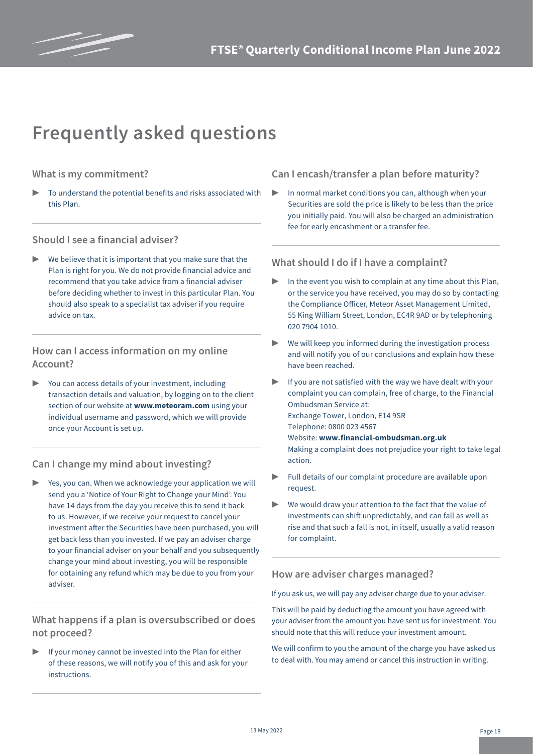# Frequently asked questions

## What is my commitment?

- To understand the potential benefits and risks associated with this Plan.

## Should I see a financial adviser?

- We believe that it is important that you make sure that the Plan is right for you. We do not provide financial advice and recommend that you take advice from a financial adviser before deciding whether to invest in this particular Plan. You should also speak to a specialist tax adviser if you require advice on tax.

## How can I access information on my online Account?

- You can access details of your investment, including transaction details and valuation, by logging on to the client section of our website at **www.meteoram.com** using your individual username and password, which we will provide once your Account is set up.

## Can I change my mind about investing?

- Yes, you can. When we acknowledge your application we will send you a 'Notice of Your Right to Change your Mind'. You have 14 days from the day you receive this to send it back to us. However, if we receive your request to cancel your investment after the Securities have been purchased, you will get back less than you invested. If we pay an adviser charge to your financial adviser on your behalf and you subsequently change your mind about investing, you will be responsible for obtaining any refund which may be due to you from your adviser.

## What happens if a plan is oversubscribed or does not proceed?

- If your money cannot be invested into the Plan for either of these reasons, we will notify you of this and ask for your instructions.

## Can I encash/transfer a plan before maturity?

- In normal market conditions you can, although when your Securities are sold the price is likely to be less than the price you initially paid. You will also be charged an administration fee for early encashment or a transfer fee.

## What should I do if I have a complaint?

- In the event you wish to complain at any time about this Plan, or the service you have received, you may do so by contacting the Compliance Officer, Meteor Asset Management Limited, 55 King William Street, London, EC4R 9AD or by telephoning 020 7904 1010.
- We will keep you informed during the investigation process and will notify you of our conclusions and explain how these have been reached.
- If you are not satisfied with the way we have dealt with your complaint you can complain, free of charge, to the Financial Ombudsman Service at:
  Exchange Tower, London, E14 9SR
  Telephone: 0800 023 4567
  Website: **www.financial-ombudsman.org.uk**
  Making a complaint does not prejudice your right to take legal action.
- Full details of our complaint procedure are available upon request.
- We would draw your attention to the fact that the value of investments can shift unpredictably, and can fall as well as rise and that such a fall is not, in itself, usually a valid reason for complaint.

## How are adviser charges managed?

If you ask us, we will pay any adviser charge due to your adviser.

This will be paid by deducting the amount you have agreed with your adviser from the amount you have sent us for investment. You should note that this will reduce your investment amount.

We will confirm to you the amount of the charge you have asked us to deal with. You may amend or cancel this instruction in writing.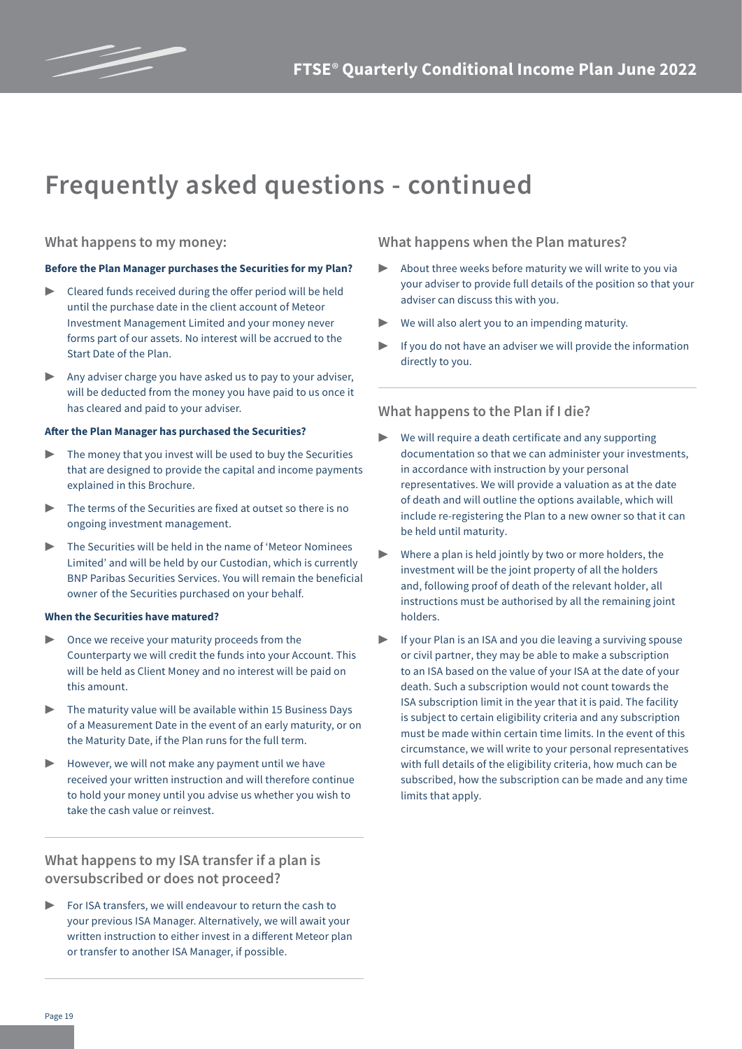# Frequently asked questions - continued

## What happens to my money:

### Before the Plan Manager purchases the Securities for my Plan?

- Cleared funds received during the offer period will be held until the purchase date in the client account of Meteor Investment Management Limited and your money never forms part of our assets. No interest will be accrued to the Start Date of the Plan.
- Any adviser charge you have asked us to pay to your adviser, will be deducted from the money you have paid to us once it has cleared and paid to your adviser.

### After the Plan Manager has purchased the Securities?

- The money that you invest will be used to buy the Securities that are designed to provide the capital and income payments explained in this Brochure.
- The terms of the Securities are fixed at outset so there is no ongoing investment management.
- The Securities will be held in the name of 'Meteor Nominees Limited' and will be held by our Custodian, which is currently BNP Paribas Securities Services. You will remain the beneficial owner of the Securities purchased on your behalf.

### When the Securities have matured?

- Once we receive your maturity proceeds from the Counterparty we will credit the funds into your Account. This will be held as Client Money and no interest will be paid on this amount.
- The maturity value will be available within 15 Business Days of a Measurement Date in the event of an early maturity, or on the Maturity Date, if the Plan runs for the full term.
- However, we will not make any payment until we have received your written instruction and will therefore continue to hold your money until you advise us whether you wish to take the cash value or reinvest.

## What happens to my ISA transfer if a plan is oversubscribed or does not proceed?

- For ISA transfers, we will endeavour to return the cash to your previous ISA Manager. Alternatively, we will await your written instruction to either invest in a different Meteor plan or transfer to another ISA Manager, if possible.

## What happens when the Plan matures?

- About three weeks before maturity we will write to you via your adviser to provide full details of the position so that your adviser can discuss this with you.
- We will also alert you to an impending maturity.
- If you do not have an adviser we will provide the information directly to you.

## What happens to the Plan if I die?

- We will require a death certificate and any supporting documentation so that we can administer your investments, in accordance with instruction by your personal representatives. We will provide a valuation as at the date of death and will outline the options available, which will include re-registering the Plan to a new owner so that it can be held until maturity.
- Where a plan is held jointly by two or more holders, the investment will be the joint property of all the holders and, following proof of death of the relevant holder, all instructions must be authorised by all the remaining joint holders.
- If your Plan is an ISA and you die leaving a surviving spouse or civil partner, they may be able to make a subscription to an ISA based on the value of your ISA at the date of your death. Such a subscription would not count towards the ISA subscription limit in the year that it is paid. The facility is subject to certain eligibility criteria and any subscription must be made within certain time limits. In the event of this circumstance, we will write to your personal representatives with full details of the eligibility criteria, how much can be subscribed, how the subscription can be made and any time limits that apply.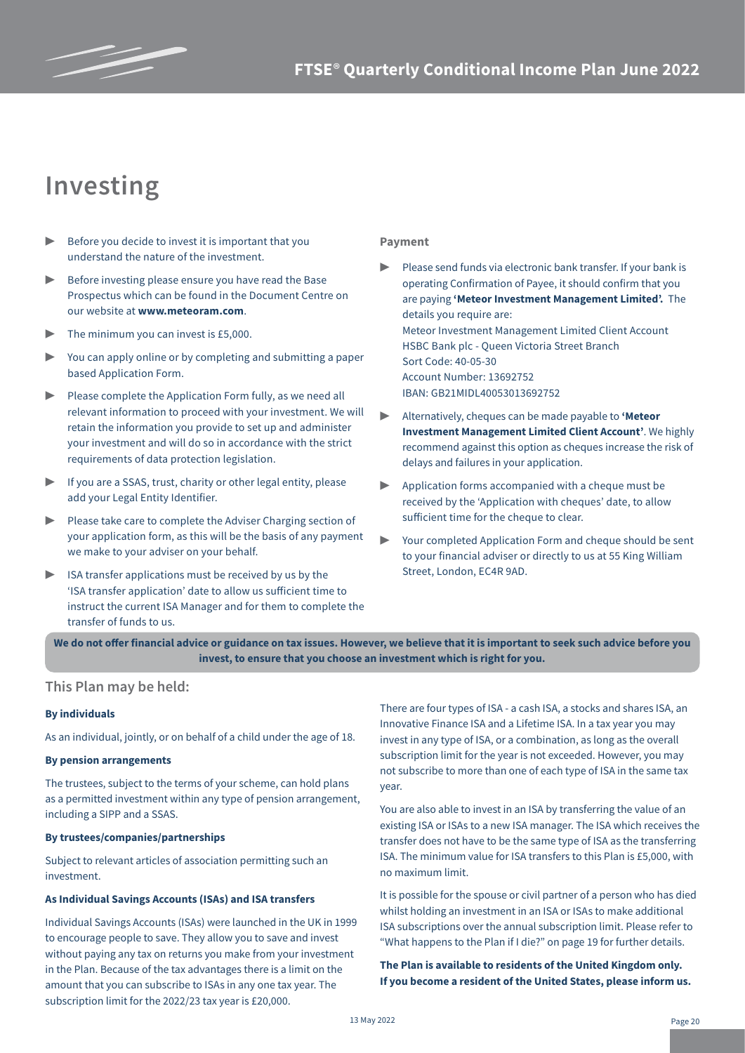# Investing

- Before you decide to invest it is important that you understand the nature of the investment.
- Before investing please ensure you have read the Base Prospectus which can be found in the Document Centre on our website at **www.meteoram.com**.
- The minimum you can invest is £5,000.
- You can apply online or by completing and submitting a paper based Application Form.
- Please complete the Application Form fully, as we need all relevant information to proceed with your investment. We will retain the information you provide to set up and administer your investment and will do so in accordance with the strict requirements of data protection legislation.
- If you are a SSAS, trust, charity or other legal entity, please add your Legal Entity Identifier.
- Please take care to complete the Adviser Charging section of your application form, as this will be the basis of any payment we make to your adviser on your behalf.
- ISA transfer applications must be received by us by the 'ISA transfer application' date to allow us sufficient time to instruct the current ISA Manager and for them to complete the transfer of funds to us.

### Payment

- Please send funds via electronic bank transfer. If your bank is operating Confirmation of Payee, it should confirm that you are paying **'Meteor Investment Management Limited'.** The details you require are:
  Meteor Investment Management Limited Client Account
  HSBC Bank plc - Queen Victoria Street Branch
  Sort Code: 40-05-30
  Account Number: 13692752
  IBAN: GB21MIDL40053013692752
- Alternatively, cheques can be made payable to **'Meteor Investment Management Limited Client Account'**. We highly recommend against this option as cheques increase the risk of delays and failures in your application.
- Application forms accompanied with a cheque must be received by the 'Application with cheques' date, to allow sufficient time for the cheque to clear.
- Your completed Application Form and cheque should be sent to your financial adviser or directly to us at 55 King William Street, London, EC4R 9AD.

**We do not offer financial advice or guidance on tax issues. However, we believe that it is important to seek such advice before you invest, to ensure that you choose an investment which is right for you.**

## This Plan may be held:

**By individuals**

As an individual, jointly, or on behalf of a child under the age of 18.

**By pension arrangements**

The trustees, subject to the terms of your scheme, can hold plans as a permitted investment within any type of pension arrangement, including a SIPP and a SSAS.

**By trustees/companies/partnerships**

Subject to relevant articles of association permitting such an investment.

**As Individual Savings Accounts (ISAs) and ISA transfers**

Individual Savings Accounts (ISAs) were launched in the UK in 1999 to encourage people to save. They allow you to save and invest without paying any tax on returns you make from your investment in the Plan. Because of the tax advantages there is a limit on the amount that you can subscribe to ISAs in any one tax year. The subscription limit for the 2022/23 tax year is £20,000.

There are four types of ISA - a cash ISA, a stocks and shares ISA, an Innovative Finance ISA and a Lifetime ISA. In a tax year you may invest in any type of ISA, or a combination, as long as the overall subscription limit for the year is not exceeded. However, you may not subscribe to more than one of each type of ISA in the same tax year.

You are also able to invest in an ISA by transferring the value of an existing ISA or ISAs to a new ISA manager. The ISA which receives the transfer does not have to be the same type of ISA as the transferring ISA. The minimum value for ISA transfers to this Plan is £5,000, with no maximum limit.

It is possible for the spouse or civil partner of a person who has died whilst holding an investment in an ISA or ISAs to make additional ISA subscriptions over the annual subscription limit. Please refer to "What happens to the Plan if I die?" on page 19 for further details.

**The Plan is available to residents of the United Kingdom only. If you become a resident of the United States, please inform us.**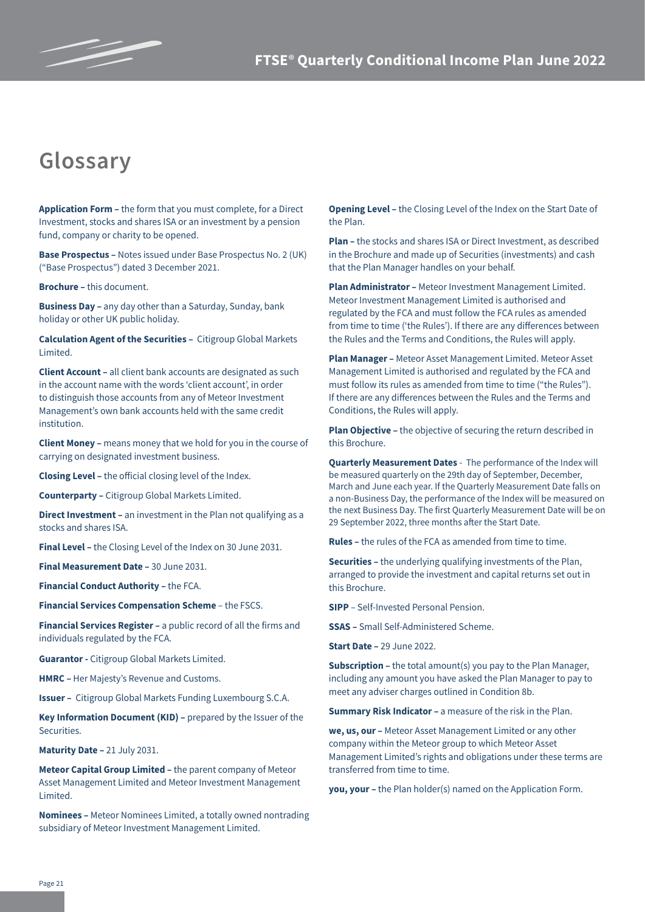# Glossary

**Application Form –** the form that you must complete, for a Direct Investment, stocks and shares ISA or an investment by a pension fund, company or charity to be opened.

**Base Prospectus –** Notes issued under Base Prospectus No. 2 (UK) ("Base Prospectus") dated 3 December 2021.

**Brochure –** this document.

**Business Day –** any day other than a Saturday, Sunday, bank holiday or other UK public holiday.

**Calculation Agent of the Securities –** Citigroup Global Markets Limited.

**Client Account –** all client bank accounts are designated as such in the account name with the words 'client account', in order to distinguish those accounts from any of Meteor Investment Management's own bank accounts held with the same credit institution.

**Client Money –** means money that we hold for you in the course of carrying on designated investment business.

**Closing Level –** the official closing level of the Index.

**Counterparty –** Citigroup Global Markets Limited.

**Direct Investment –** an investment in the Plan not qualifying as a stocks and shares ISA.

**Final Level –** the Closing Level of the Index on 30 June 2031.

**Final Measurement Date –** 30 June 2031.

**Financial Conduct Authority –** the FCA.

**Financial Services Compensation Scheme** – the FSCS.

**Financial Services Register –** a public record of all the firms and individuals regulated by the FCA.

**Guarantor -** Citigroup Global Markets Limited.

**HMRC –** Her Majesty's Revenue and Customs.

**Issuer –** Citigroup Global Markets Funding Luxembourg S.C.A.

**Key Information Document (KID) –** prepared by the Issuer of the Securities.

**Maturity Date –** 21 July 2031.

**Meteor Capital Group Limited –** the parent company of Meteor Asset Management Limited and Meteor Investment Management Limited.

**Nominees –** Meteor Nominees Limited, a totally owned nontrading subsidiary of Meteor Investment Management Limited.

**Opening Level –** the Closing Level of the Index on the Start Date of the Plan.

**Plan –** the stocks and shares ISA or Direct Investment, as described in the Brochure and made up of Securities (investments) and cash that the Plan Manager handles on your behalf.

**Plan Administrator –** Meteor Investment Management Limited. Meteor Investment Management Limited is authorised and regulated by the FCA and must follow the FCA rules as amended from time to time ('the Rules'). If there are any differences between the Rules and the Terms and Conditions, the Rules will apply.

**Plan Manager –** Meteor Asset Management Limited. Meteor Asset Management Limited is authorised and regulated by the FCA and must follow its rules as amended from time to time ("the Rules"). If there are any differences between the Rules and the Terms and Conditions, the Rules will apply.

**Plan Objective –** the objective of securing the return described in this Brochure.

**Quarterly Measurement Dates** - The performance of the Index will be measured quarterly on the 29th day of September, December, March and June each year. If the Quarterly Measurement Date falls on a non-Business Day, the performance of the Index will be measured on the next Business Day. The first Quarterly Measurement Date will be on 29 September 2022, three months after the Start Date.

**Rules –** the rules of the FCA as amended from time to time.

**Securities –** the underlying qualifying investments of the Plan, arranged to provide the investment and capital returns set out in this Brochure.

**SIPP** – Self-Invested Personal Pension.

**SSAS –** Small Self-Administered Scheme.

**Start Date –** 29 June 2022.

**Subscription –** the total amount(s) you pay to the Plan Manager, including any amount you have asked the Plan Manager to pay to meet any adviser charges outlined in Condition 8b.

**Summary Risk Indicator –** a measure of the risk in the Plan.

**we, us, our –** Meteor Asset Management Limited or any other company within the Meteor group to which Meteor Asset Management Limited's rights and obligations under these terms are transferred from time to time.

**you, your –** the Plan holder(s) named on the Application Form.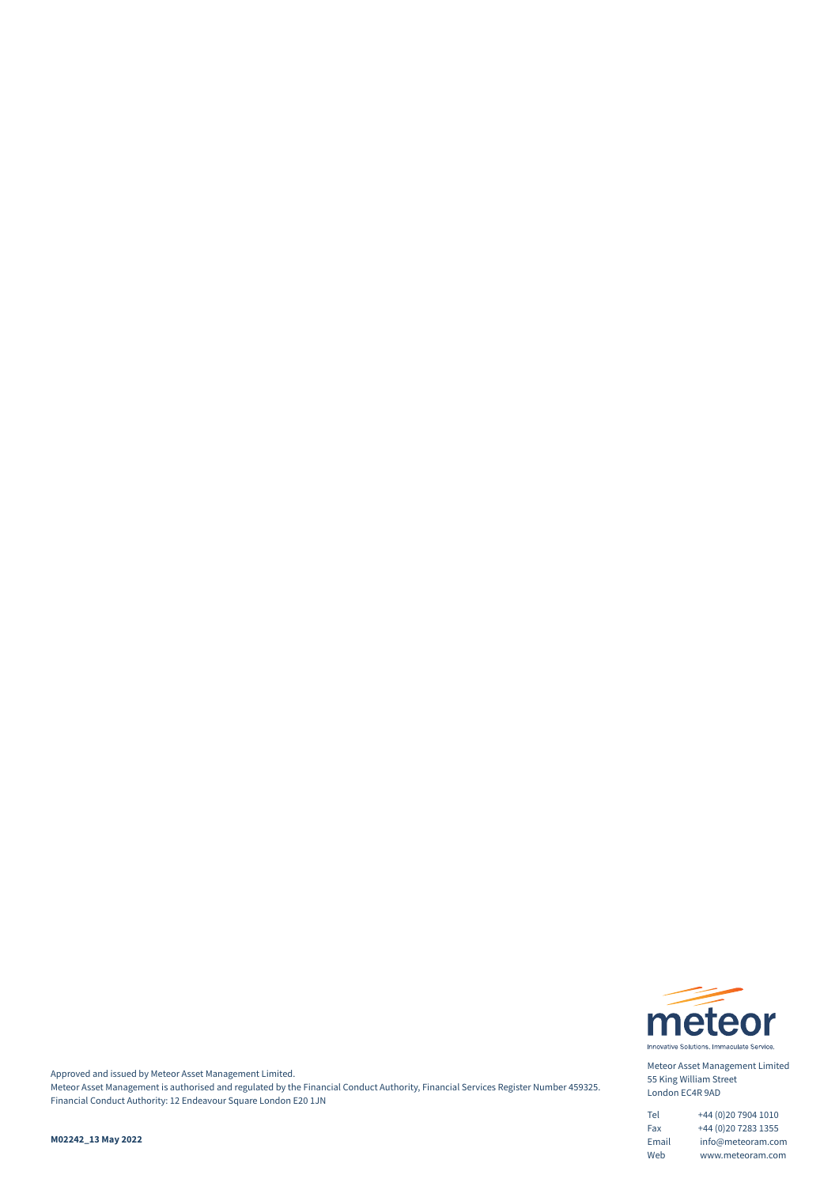meteor

Innovative Solutions. Immaculate Service.

Approved and issued by Meteor Asset Management Limited.
Meteor Asset Management is authorised and regulated by the Financial Conduct Authority, Financial Services Register Number 459325.
Financial Conduct Authority: 12 Endeavour Square London E20 1JN

Meteor Asset Management Limited
55 King William Street
London EC4R 9AD

| | |
|---|---|
| Tel | +44 (0)20 7904 1010 |
| Fax | +44 (0)20 7283 1355 |
| Email | info@meteoram.com |
| Web | www.meteoram.com |

**M02242_13 May 2022**